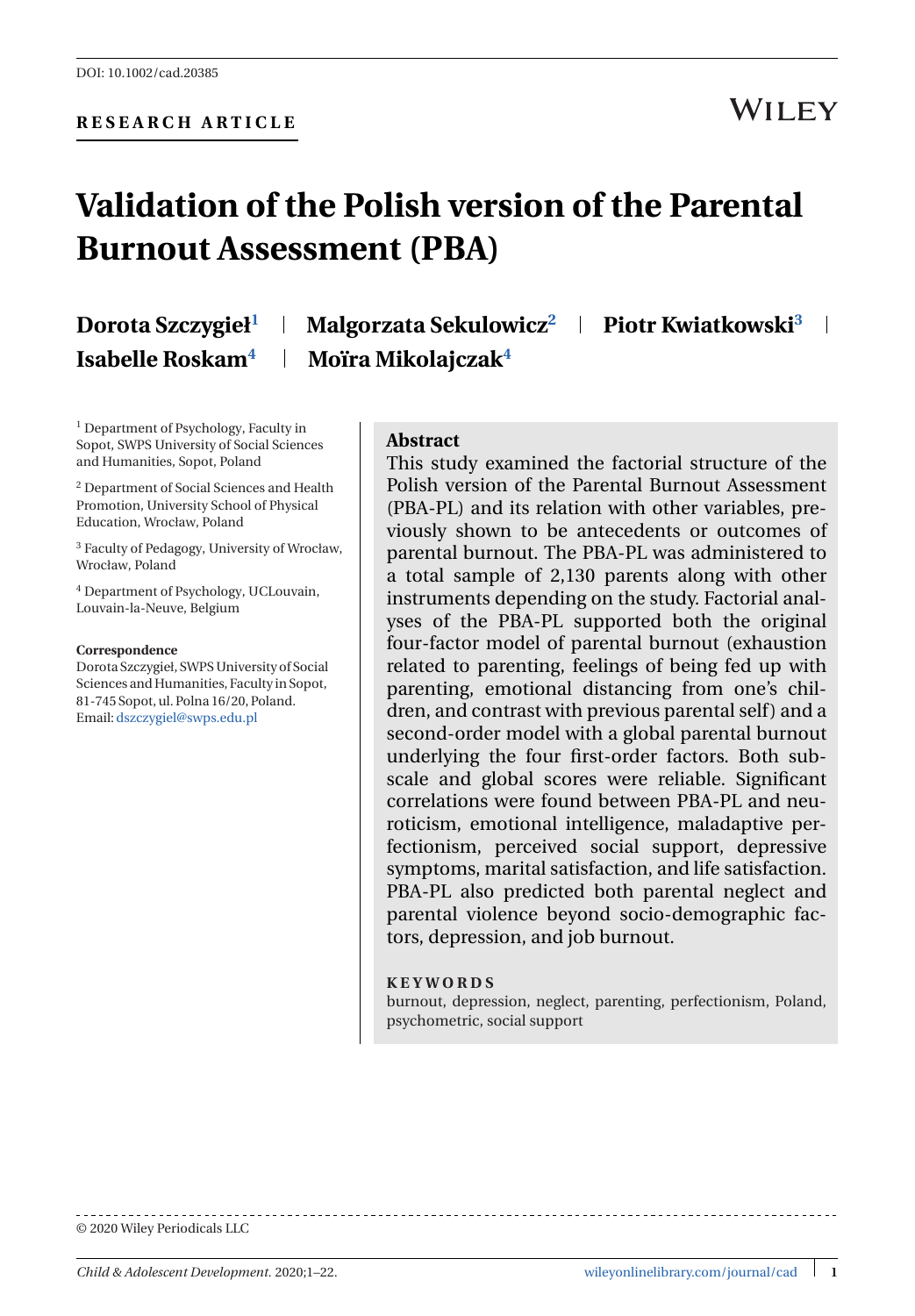DOI: 10.1002/cad.20385

**RESEARCH ARTICLE**

# Validation of the Polish version of the Parental Burnout Assessment (PBA)

**Dorota Szczygieł[1] | Malgorzata Sekulowicz[2] | Piotr Kwiatkowski[3] | Isabelle Roskam[4] | Moïra Mikolajczak[4]**

[1] Department of Psychology, Faculty in Sopot, SWPS University of Social Sciences and Humanities, Sopot, Poland

[2] Department of Social Sciences and Health Promotion, University School of Physical Education, Wrocław, Poland

[3] Faculty of Pedagogy, University of Wrocław, Wrocław, Poland

[4] Department of Psychology, UCLouvain, Louvain-la-Neuve, Belgium

**Correspondence**
Dorota Szczygieł, SWPS University of Social Sciences and Humanities, Faculty in Sopot, 81-745 Sopot, ul. Polna 16/20, Poland.
Email: dszczygiel@swps.edu.pl

## Abstract

This study examined the factorial structure of the Polish version of the Parental Burnout Assessment (PBA-PL) and its relation with other variables, previously shown to be antecedents or outcomes of parental burnout. The PBA-PL was administered to a total sample of 2,130 parents along with other instruments depending on the study. Factorial analyses of the PBA-PL supported both the original four-factor model of parental burnout (exhaustion related to parenting, feelings of being fed up with parenting, emotional distancing from one's children, and contrast with previous parental self) and a second-order model with a global parental burnout underlying the four first-order factors. Both subscale and global scores were reliable. Significant correlations were found between PBA-PL and neuroticism, emotional intelligence, maladaptive perfectionism, perceived social support, depressive symptoms, marital satisfaction, and life satisfaction. PBA-PL also predicted both parental neglect and parental violence beyond socio-demographic factors, depression, and job burnout.

**KEYWORDS**

burnout, depression, neglect, parenting, perfectionism, Poland, psychometric, social support

© 2020 Wiley Periodicals LLC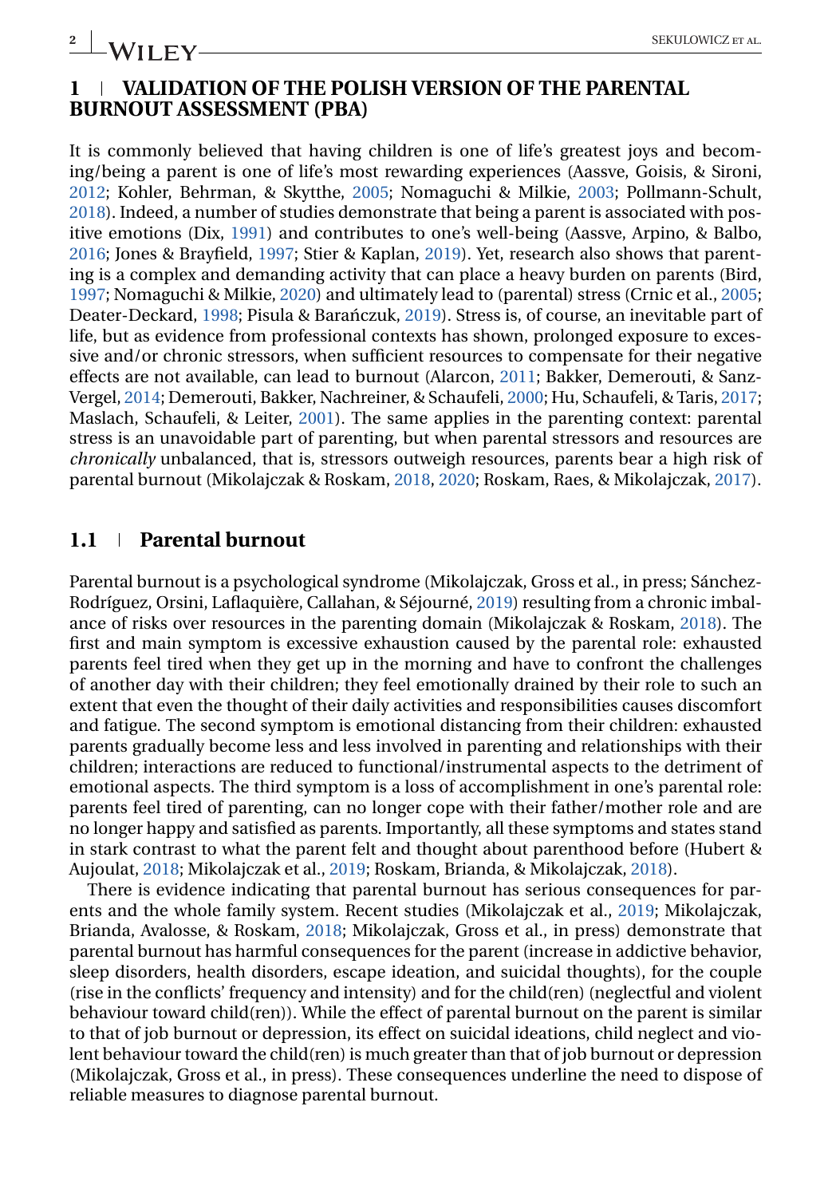# 1 | VALIDATION OF THE POLISH VERSION OF THE PARENTAL BURNOUT ASSESSMENT (PBA)

It is commonly believed that having children is one of life's greatest joys and becoming/being a parent is one of life's most rewarding experiences (Aassve, Goisis, & Sironi, 2012; Kohler, Behrman, & Skytthe, 2005; Nomaguchi & Milkie, 2003; Pollmann-Schult, 2018). Indeed, a number of studies demonstrate that being a parent is associated with positive emotions (Dix, 1991) and contributes to one's well-being (Aassve, Arpino, & Balbo, 2016; Jones & Brayfield, 1997; Stier & Kaplan, 2019). Yet, research also shows that parenting is a complex and demanding activity that can place a heavy burden on parents (Bird, 1997; Nomaguchi & Milkie, 2020) and ultimately lead to (parental) stress (Crnic et al., 2005; Deater-Deckard, 1998; Pisula & Barańczuk, 2019). Stress is, of course, an inevitable part of life, but as evidence from professional contexts has shown, prolonged exposure to excessive and/or chronic stressors, when sufficient resources to compensate for their negative effects are not available, can lead to burnout (Alarcon, 2011; Bakker, Demerouti, & Sanz-Vergel, 2014; Demerouti, Bakker, Nachreiner, & Schaufeli, 2000; Hu, Schaufeli, & Taris, 2017; Maslach, Schaufeli, & Leiter, 2001). The same applies in the parenting context: parental stress is an unavoidable part of parenting, but when parental stressors and resources are *chronically* unbalanced, that is, stressors outweigh resources, parents bear a high risk of parental burnout (Mikolajczak & Roskam, 2018, 2020; Roskam, Raes, & Mikolajczak, 2017).

## 1.1 | Parental burnout

Parental burnout is a psychological syndrome (Mikolajczak, Gross et al., in press; Sánchez-Rodríguez, Orsini, Laflaquière, Callahan, & Séjourné, 2019) resulting from a chronic imbalance of risks over resources in the parenting domain (Mikolajczak & Roskam, 2018). The first and main symptom is excessive exhaustion caused by the parental role: exhausted parents feel tired when they get up in the morning and have to confront the challenges of another day with their children; they feel emotionally drained by their role to such an extent that even the thought of their daily activities and responsibilities causes discomfort and fatigue. The second symptom is emotional distancing from their children: exhausted parents gradually become less and less involved in parenting and relationships with their children; interactions are reduced to functional/instrumental aspects to the detriment of emotional aspects. The third symptom is a loss of accomplishment in one's parental role: parents feel tired of parenting, can no longer cope with their father/mother role and are no longer happy and satisfied as parents. Importantly, all these symptoms and states stand in stark contrast to what the parent felt and thought about parenthood before (Hubert & Aujoulat, 2018; Mikolajczak et al., 2019; Roskam, Brianda, & Mikolajczak, 2018).

There is evidence indicating that parental burnout has serious consequences for parents and the whole family system. Recent studies (Mikolajczak et al., 2019; Mikolajczak, Brianda, Avalosse, & Roskam, 2018; Mikolajczak, Gross et al., in press) demonstrate that parental burnout has harmful consequences for the parent (increase in addictive behavior, sleep disorders, health disorders, escape ideation, and suicidal thoughts), for the couple (rise in the conflicts' frequency and intensity) and for the child(ren) (neglectful and violent behaviour toward child(ren)). While the effect of parental burnout on the parent is similar to that of job burnout or depression, its effect on suicidal ideations, child neglect and violent behaviour toward the child(ren) is much greater than that of job burnout or depression (Mikolajczak, Gross et al., in press). These consequences underline the need to dispose of reliable measures to diagnose parental burnout.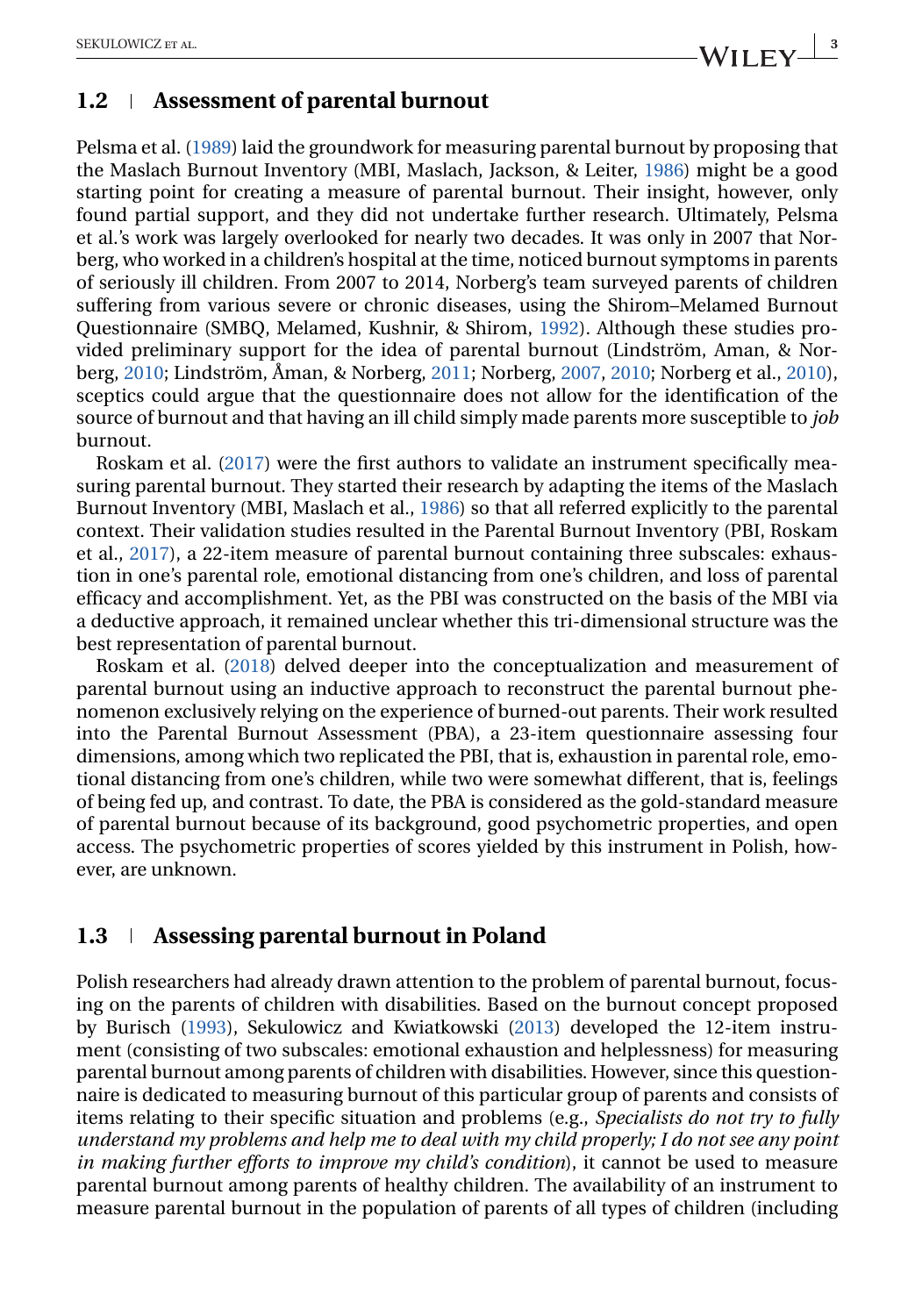## 1.2 | Assessment of parental burnout

Pelsma et al. (1989) laid the groundwork for measuring parental burnout by proposing that the Maslach Burnout Inventory (MBI, Maslach, Jackson, & Leiter, 1986) might be a good starting point for creating a measure of parental burnout. Their insight, however, only found partial support, and they did not undertake further research. Ultimately, Pelsma et al.'s work was largely overlooked for nearly two decades. It was only in 2007 that Norberg, who worked in a children's hospital at the time, noticed burnout symptoms in parents of seriously ill children. From 2007 to 2014, Norberg's team surveyed parents of children suffering from various severe or chronic diseases, using the Shirom–Melamed Burnout Questionnaire (SMBQ, Melamed, Kushnir, & Shirom, 1992). Although these studies provided preliminary support for the idea of parental burnout (Lindström, Aman, & Norberg, 2010; Lindström, Åman, & Norberg, 2011; Norberg, 2007, 2010; Norberg et al., 2010), sceptics could argue that the questionnaire does not allow for the identification of the source of burnout and that having an ill child simply made parents more susceptible to *job* burnout.

Roskam et al. (2017) were the first authors to validate an instrument specifically measuring parental burnout. They started their research by adapting the items of the Maslach Burnout Inventory (MBI, Maslach et al., 1986) so that all referred explicitly to the parental context. Their validation studies resulted in the Parental Burnout Inventory (PBI, Roskam et al., 2017), a 22-item measure of parental burnout containing three subscales: exhaustion in one's parental role, emotional distancing from one's children, and loss of parental efficacy and accomplishment. Yet, as the PBI was constructed on the basis of the MBI via a deductive approach, it remained unclear whether this tri-dimensional structure was the best representation of parental burnout.

Roskam et al. (2018) delved deeper into the conceptualization and measurement of parental burnout using an inductive approach to reconstruct the parental burnout phenomenon exclusively relying on the experience of burned-out parents. Their work resulted into the Parental Burnout Assessment (PBA), a 23-item questionnaire assessing four dimensions, among which two replicated the PBI, that is, exhaustion in parental role, emotional distancing from one's children, while two were somewhat different, that is, feelings of being fed up, and contrast. To date, the PBA is considered as the gold-standard measure of parental burnout because of its background, good psychometric properties, and open access. The psychometric properties of scores yielded by this instrument in Polish, however, are unknown.

## 1.3 | Assessing parental burnout in Poland

Polish researchers had already drawn attention to the problem of parental burnout, focusing on the parents of children with disabilities. Based on the burnout concept proposed by Burisch (1993), Sekulowicz and Kwiatkowski (2013) developed the 12-item instrument (consisting of two subscales: emotional exhaustion and helplessness) for measuring parental burnout among parents of children with disabilities. However, since this questionnaire is dedicated to measuring burnout of this particular group of parents and consists of items relating to their specific situation and problems (e.g., *Specialists do not try to fully understand my problems and help me to deal with my child properly; I do not see any point in making further efforts to improve my child's condition*), it cannot be used to measure parental burnout among parents of healthy children. The availability of an instrument to measure parental burnout in the population of parents of all types of children (including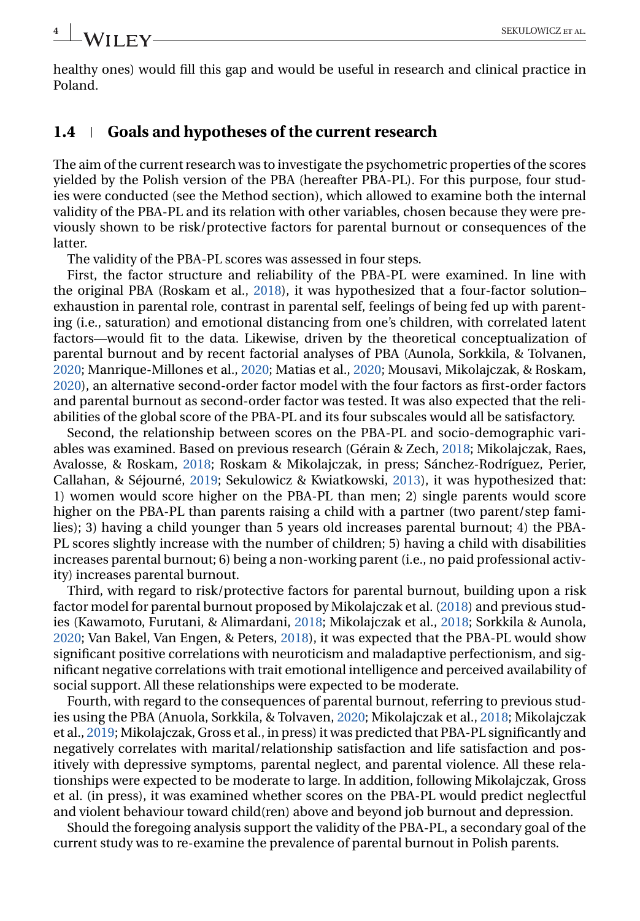healthy ones) would fill this gap and would be useful in research and clinical practice in Poland.

### 1.4 | Goals and hypotheses of the current research

The aim of the current research was to investigate the psychometric properties of the scores yielded by the Polish version of the PBA (hereafter PBA-PL). For this purpose, four studies were conducted (see the Method section), which allowed to examine both the internal validity of the PBA-PL and its relation with other variables, chosen because they were previously shown to be risk/protective factors for parental burnout or consequences of the latter.

The validity of the PBA-PL scores was assessed in four steps.

First, the factor structure and reliability of the PBA-PL were examined. In line with the original PBA (Roskam et al., 2018), it was hypothesized that a four-factor solution–exhaustion in parental role, contrast in parental self, feelings of being fed up with parenting (i.e., saturation) and emotional distancing from one's children, with correlated latent factors—would fit to the data. Likewise, driven by the theoretical conceptualization of parental burnout and by recent factorial analyses of PBA (Aunola, Sorkkila, & Tolvanen, 2020; Manrique-Millones et al., 2020; Matias et al., 2020; Mousavi, Mikolajczak, & Roskam, 2020), an alternative second-order factor model with the four factors as first-order factors and parental burnout as second-order factor was tested. It was also expected that the reliabilities of the global score of the PBA-PL and its four subscales would all be satisfactory.

Second, the relationship between scores on the PBA-PL and socio-demographic variables was examined. Based on previous research (Gérain & Zech, 2018; Mikolajczak, Raes, Avalosse, & Roskam, 2018; Roskam & Mikolajczak, in press; Sánchez-Rodríguez, Perier, Callahan, & Séjourné, 2019; Sekulowicz & Kwiatkowski, 2013), it was hypothesized that: 1) women would score higher on the PBA-PL than men; 2) single parents would score higher on the PBA-PL than parents raising a child with a partner (two parent/step families); 3) having a child younger than 5 years old increases parental burnout; 4) the PBA-PL scores slightly increase with the number of children; 5) having a child with disabilities increases parental burnout; 6) being a non-working parent (i.e., no paid professional activity) increases parental burnout.

Third, with regard to risk/protective factors for parental burnout, building upon a risk factor model for parental burnout proposed by Mikolajczak et al. (2018) and previous studies (Kawamoto, Furutani, & Alimardani, 2018; Mikolajczak et al., 2018; Sorkkila & Aunola, 2020; Van Bakel, Van Engen, & Peters, 2018), it was expected that the PBA-PL would show significant positive correlations with neuroticism and maladaptive perfectionism, and significant negative correlations with trait emotional intelligence and perceived availability of social support. All these relationships were expected to be moderate.

Fourth, with regard to the consequences of parental burnout, referring to previous studies using the PBA (Anuola, Sorkkila, & Tolvaven, 2020; Mikolajczak et al., 2018; Mikolajczak et al., 2019; Mikolajczak, Gross et al., in press) it was predicted that PBA-PL significantly and negatively correlates with marital/relationship satisfaction and life satisfaction and positively with depressive symptoms, parental neglect, and parental violence. All these relationships were expected to be moderate to large. In addition, following Mikolajczak, Gross et al. (in press), it was examined whether scores on the PBA-PL would predict neglectful and violent behaviour toward child(ren) above and beyond job burnout and depression.

Should the foregoing analysis support the validity of the PBA-PL, a secondary goal of the current study was to re-examine the prevalence of parental burnout in Polish parents.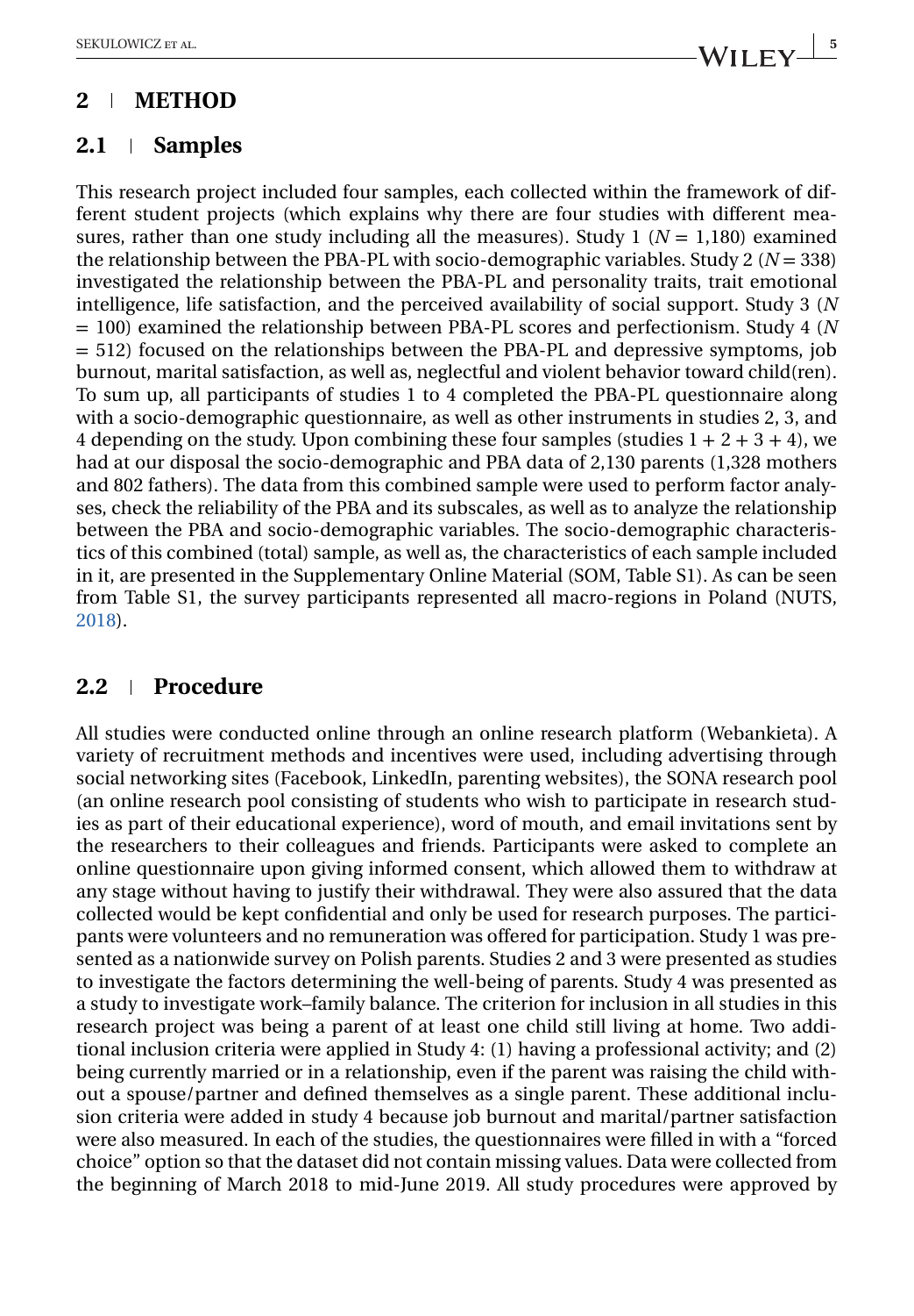## 2 | METHOD

### 2.1 | Samples

This research project included four samples, each collected within the framework of different student projects (which explains why there are four studies with different measures, rather than one study including all the measures). Study 1 ($N$ = 1,180) examined the relationship between the PBA-PL with socio-demographic variables. Study 2 ($N$ = 338) investigated the relationship between the PBA-PL and personality traits, trait emotional intelligence, life satisfaction, and the perceived availability of social support. Study 3 ($N$ = 100) examined the relationship between PBA-PL scores and perfectionism. Study 4 ($N$ = 512) focused on the relationships between the PBA-PL and depressive symptoms, job burnout, marital satisfaction, as well as, neglectful and violent behavior toward child(ren). To sum up, all participants of studies 1 to 4 completed the PBA-PL questionnaire along with a socio-demographic questionnaire, as well as other instruments in studies 2, 3, and 4 depending on the study. Upon combining these four samples (studies 1 + 2 + 3 + 4), we had at our disposal the socio-demographic and PBA data of 2,130 parents (1,328 mothers and 802 fathers). The data from this combined sample were used to perform factor analyses, check the reliability of the PBA and its subscales, as well as to analyze the relationship between the PBA and socio-demographic variables. The socio-demographic characteristics of this combined (total) sample, as well as, the characteristics of each sample included in it, are presented in the Supplementary Online Material (SOM, Table S1). As can be seen from Table S1, the survey participants represented all macro-regions in Poland (NUTS, 2018).

### 2.2 | Procedure

All studies were conducted online through an online research platform (Webankieta). A variety of recruitment methods and incentives were used, including advertising through social networking sites (Facebook, LinkedIn, parenting websites), the SONA research pool (an online research pool consisting of students who wish to participate in research studies as part of their educational experience), word of mouth, and email invitations sent by the researchers to their colleagues and friends. Participants were asked to complete an online questionnaire upon giving informed consent, which allowed them to withdraw at any stage without having to justify their withdrawal. They were also assured that the data collected would be kept confidential and only be used for research purposes. The participants were volunteers and no remuneration was offered for participation. Study 1 was presented as a nationwide survey on Polish parents. Studies 2 and 3 were presented as studies to investigate the factors determining the well-being of parents. Study 4 was presented as a study to investigate work–family balance. The criterion for inclusion in all studies in this research project was being a parent of at least one child still living at home. Two additional inclusion criteria were applied in Study 4: (1) having a professional activity; and (2) being currently married or in a relationship, even if the parent was raising the child without a spouse/partner and defined themselves as a single parent. These additional inclusion criteria were added in study 4 because job burnout and marital/partner satisfaction were also measured. In each of the studies, the questionnaires were filled in with a "forced choice" option so that the dataset did not contain missing values. Data were collected from the beginning of March 2018 to mid-June 2019. All study procedures were approved by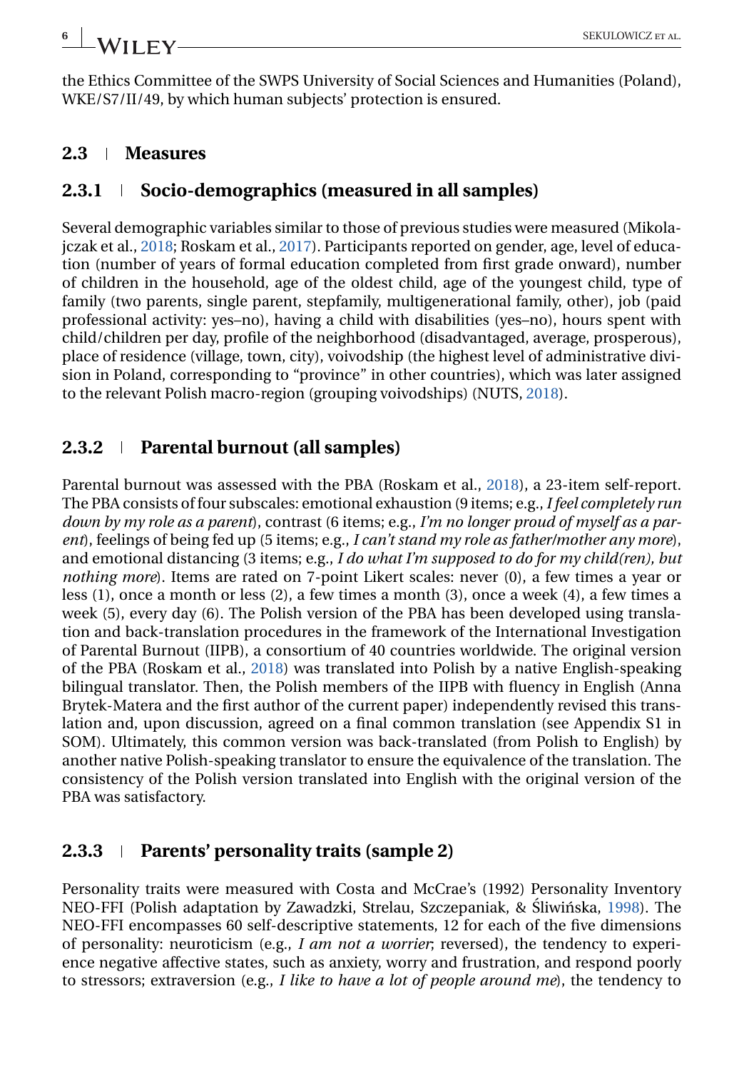the Ethics Committee of the SWPS University of Social Sciences and Humanities (Poland), WKE/S7/II/49, by which human subjects' protection is ensured.

## 2.3 | Measures

### 2.3.1 | Socio-demographics (measured in all samples)

Several demographic variables similar to those of previous studies were measured (Mikolajczak et al., 2018; Roskam et al., 2017). Participants reported on gender, age, level of education (number of years of formal education completed from first grade onward), number of children in the household, age of the oldest child, age of the youngest child, type of family (two parents, single parent, stepfamily, multigenerational family, other), job (paid professional activity: yes–no), having a child with disabilities (yes–no), hours spent with child/children per day, profile of the neighborhood (disadvantaged, average, prosperous), place of residence (village, town, city), voivodship (the highest level of administrative division in Poland, corresponding to "province" in other countries), which was later assigned to the relevant Polish macro-region (grouping voivodships) (NUTS, 2018).

### 2.3.2 | Parental burnout (all samples)

Parental burnout was assessed with the PBA (Roskam et al., 2018), a 23-item self-report. The PBA consists of four subscales: emotional exhaustion (9 items; e.g., *I feel completely run down by my role as a parent*), contrast (6 items; e.g., *I'm no longer proud of myself as a parent*), feelings of being fed up (5 items; e.g., *I can't stand my role as father/mother any more*), and emotional distancing (3 items; e.g., *I do what I'm supposed to do for my child(ren), but nothing more*). Items are rated on 7-point Likert scales: never (0), a few times a year or less (1), once a month or less (2), a few times a month (3), once a week (4), a few times a week (5), every day (6). The Polish version of the PBA has been developed using translation and back-translation procedures in the framework of the International Investigation of Parental Burnout (IIPB), a consortium of 40 countries worldwide. The original version of the PBA (Roskam et al., 2018) was translated into Polish by a native English-speaking bilingual translator. Then, the Polish members of the IIPB with fluency in English (Anna Brytek-Matera and the first author of the current paper) independently revised this translation and, upon discussion, agreed on a final common translation (see Appendix S1 in SOM). Ultimately, this common version was back-translated (from Polish to English) by another native Polish-speaking translator to ensure the equivalence of the translation. The consistency of the Polish version translated into English with the original version of the PBA was satisfactory.

### 2.3.3 | Parents' personality traits (sample 2)

Personality traits were measured with Costa and McCrae's (1992) Personality Inventory NEO-FFI (Polish adaptation by Zawadzki, Strelau, Szczepaniak, & Śliwińska, 1998). The NEO-FFI encompasses 60 self-descriptive statements, 12 for each of the five dimensions of personality: neuroticism (e.g., *I am not a worrier*; reversed), the tendency to experience negative affective states, such as anxiety, worry and frustration, and respond poorly to stressors; extraversion (e.g., *I like to have a lot of people around me*), the tendency to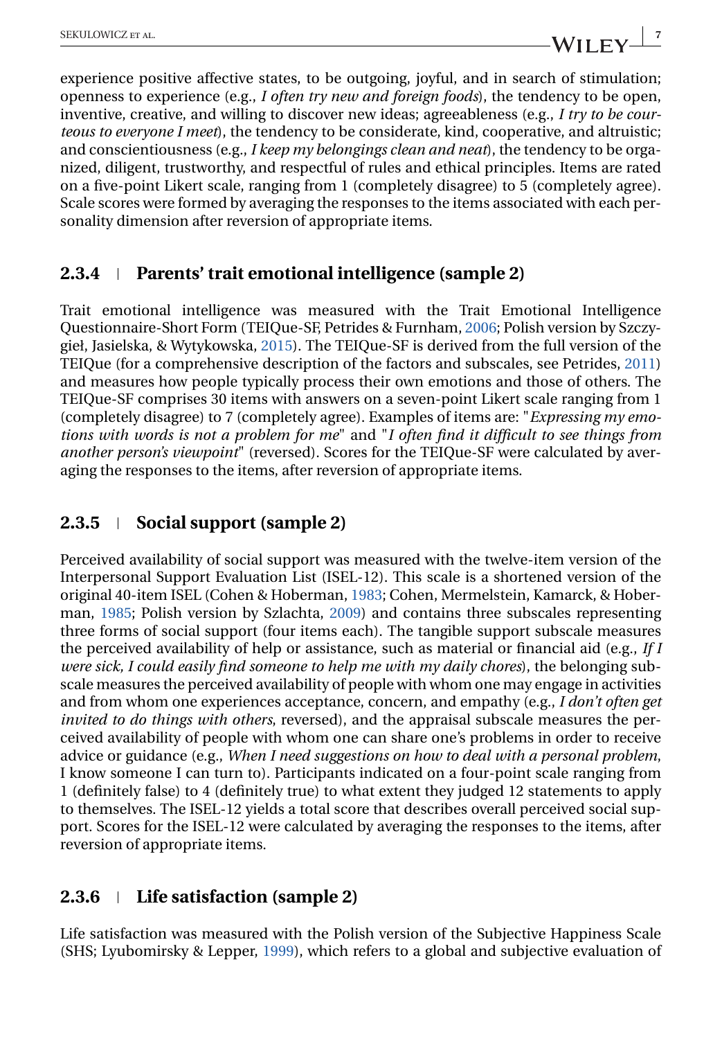experience positive affective states, to be outgoing, joyful, and in search of stimulation; openness to experience (e.g., *I often try new and foreign foods*), the tendency to be open, inventive, creative, and willing to discover new ideas; agreeableness (e.g., *I try to be courteous to everyone I meet*), the tendency to be considerate, kind, cooperative, and altruistic; and conscientiousness (e.g., *I keep my belongings clean and neat*), the tendency to be organized, diligent, trustworthy, and respectful of rules and ethical principles. Items are rated on a five-point Likert scale, ranging from 1 (completely disagree) to 5 (completely agree). Scale scores were formed by averaging the responses to the items associated with each personality dimension after reversion of appropriate items.

### 2.3.4 | Parents' trait emotional intelligence (sample 2)

Trait emotional intelligence was measured with the Trait Emotional Intelligence Questionnaire-Short Form (TEIQue-SF, Petrides & Furnham, 2006; Polish version by Szczygieł, Jasielska, & Wytykowska, 2015). The TEIQue-SF is derived from the full version of the TEIQue (for a comprehensive description of the factors and subscales, see Petrides, 2011) and measures how people typically process their own emotions and those of others. The TEIQue-SF comprises 30 items with answers on a seven-point Likert scale ranging from 1 (completely disagree) to 7 (completely agree). Examples of items are: "*Expressing my emotions with words is not a problem for me*" and "*I often find it difficult to see things from another person's viewpoint*" (reversed). Scores for the TEIQue-SF were calculated by averaging the responses to the items, after reversion of appropriate items.

### 2.3.5 | Social support (sample 2)

Perceived availability of social support was measured with the twelve-item version of the Interpersonal Support Evaluation List (ISEL-12). This scale is a shortened version of the original 40-item ISEL (Cohen & Hoberman, 1983; Cohen, Mermelstein, Kamarck, & Hoberman, 1985; Polish version by Szlachta, 2009) and contains three subscales representing three forms of social support (four items each). The tangible support subscale measures the perceived availability of help or assistance, such as material or financial aid (e.g., *If I were sick, I could easily find someone to help me with my daily chores*), the belonging subscale measures the perceived availability of people with whom one may engage in activities and from whom one experiences acceptance, concern, and empathy (e.g., *I don't often get invited to do things with others*, reversed), and the appraisal subscale measures the perceived availability of people with whom one can share one's problems in order to receive advice or guidance (e.g., *When I need suggestions on how to deal with a personal problem*, I know someone I can turn to). Participants indicated on a four-point scale ranging from 1 (definitely false) to 4 (definitely true) to what extent they judged 12 statements to apply to themselves. The ISEL-12 yields a total score that describes overall perceived social support. Scores for the ISEL-12 were calculated by averaging the responses to the items, after reversion of appropriate items.

### 2.3.6 | Life satisfaction (sample 2)

Life satisfaction was measured with the Polish version of the Subjective Happiness Scale (SHS; Lyubomirsky & Lepper, 1999), which refers to a global and subjective evaluation of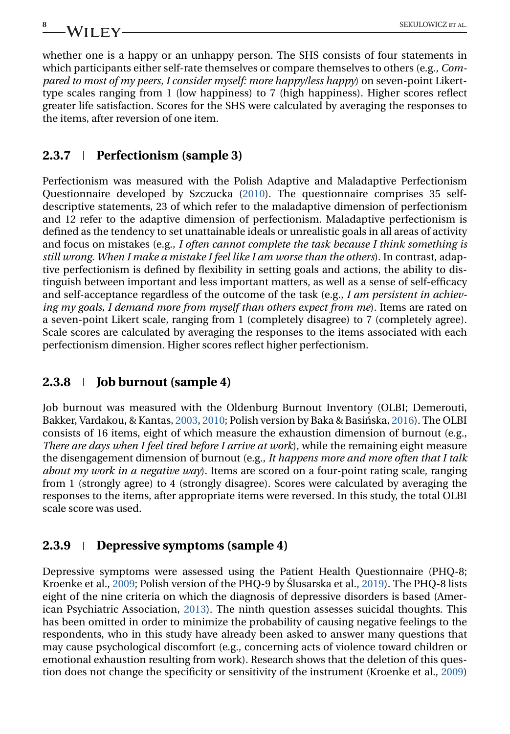whether one is a happy or an unhappy person. The SHS consists of four statements in which participants either self-rate themselves or compare themselves to others (e.g., *Compared to most of my peers, I consider myself: more happy/less happy*) on seven-point Likert-type scales ranging from 1 (low happiness) to 7 (high happiness). Higher scores reflect greater life satisfaction. Scores for the SHS were calculated by averaging the responses to the items, after reversion of one item.

### 2.3.7 | Perfectionism (sample 3)

Perfectionism was measured with the Polish Adaptive and Maladaptive Perfectionism Questionnaire developed by Szczucka (2010). The questionnaire comprises 35 self-descriptive statements, 23 of which refer to the maladaptive dimension of perfectionism and 12 refer to the adaptive dimension of perfectionism. Maladaptive perfectionism is defined as the tendency to set unattainable ideals or unrealistic goals in all areas of activity and focus on mistakes (e.g., *I often cannot complete the task because I think something is still wrong. When I make a mistake I feel like I am worse than the others*). In contrast, adaptive perfectionism is defined by flexibility in setting goals and actions, the ability to distinguish between important and less important matters, as well as a sense of self-efficacy and self-acceptance regardless of the outcome of the task (e.g., *I am persistent in achieving my goals, I demand more from myself than others expect from me*). Items are rated on a seven-point Likert scale, ranging from 1 (completely disagree) to 7 (completely agree). Scale scores are calculated by averaging the responses to the items associated with each perfectionism dimension. Higher scores reflect higher perfectionism.

### 2.3.8 | Job burnout (sample 4)

Job burnout was measured with the Oldenburg Burnout Inventory (OLBI; Demerouti, Bakker, Vardakou, & Kantas, 2003, 2010; Polish version by Baka & Basińska, 2016). The OLBI consists of 16 items, eight of which measure the exhaustion dimension of burnout (e.g., *There are days when I feel tired before I arrive at work*), while the remaining eight measure the disengagement dimension of burnout (e.g., *It happens more and more often that I talk about my work in a negative way*). Items are scored on a four-point rating scale, ranging from 1 (strongly agree) to 4 (strongly disagree). Scores were calculated by averaging the responses to the items, after appropriate items were reversed. In this study, the total OLBI scale score was used.

### 2.3.9 | Depressive symptoms (sample 4)

Depressive symptoms were assessed using the Patient Health Questionnaire (PHQ-8; Kroenke et al., 2009; Polish version of the PHQ-9 by Ślusarska et al., 2019). The PHQ-8 lists eight of the nine criteria on which the diagnosis of depressive disorders is based (American Psychiatric Association, 2013). The ninth question assesses suicidal thoughts. This has been omitted in order to minimize the probability of causing negative feelings to the respondents, who in this study have already been asked to answer many questions that may cause psychological discomfort (e.g., concerning acts of violence toward children or emotional exhaustion resulting from work). Research shows that the deletion of this question does not change the specificity or sensitivity of the instrument (Kroenke et al., 2009)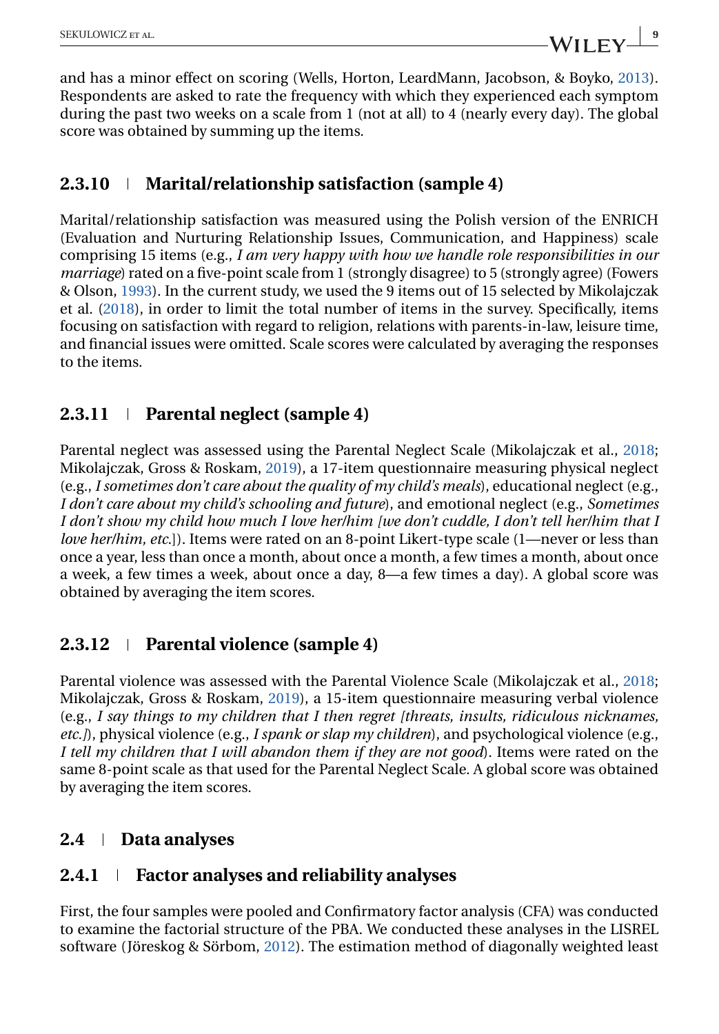and has a minor effect on scoring (Wells, Horton, LeardMann, Jacobson, & Boyko, 2013). Respondents are asked to rate the frequency with which they experienced each symptom during the past two weeks on a scale from 1 (not at all) to 4 (nearly every day). The global score was obtained by summing up the items.

### 2.3.10 | Marital/relationship satisfaction (sample 4)

Marital/relationship satisfaction was measured using the Polish version of the ENRICH (Evaluation and Nurturing Relationship Issues, Communication, and Happiness) scale comprising 15 items (e.g., *I am very happy with how we handle role responsibilities in our marriage*) rated on a five-point scale from 1 (strongly disagree) to 5 (strongly agree) (Fowers & Olson, 1993). In the current study, we used the 9 items out of 15 selected by Mikolajczak et al. (2018), in order to limit the total number of items in the survey. Specifically, items focusing on satisfaction with regard to religion, relations with parents-in-law, leisure time, and financial issues were omitted. Scale scores were calculated by averaging the responses to the items.

### 2.3.11 | Parental neglect (sample 4)

Parental neglect was assessed using the Parental Neglect Scale (Mikolajczak et al., 2018; Mikolajczak, Gross & Roskam, 2019), a 17-item questionnaire measuring physical neglect (e.g., *I sometimes don't care about the quality of my child's meals*), educational neglect (e.g., *I don't care about my child's schooling and future*), and emotional neglect (e.g., *Sometimes I don't show my child how much I love her/him [we don't cuddle, I don't tell her/him that I love her/him, etc.]*). Items were rated on an 8-point Likert-type scale (1—never or less than once a year, less than once a month, about once a month, a few times a month, about once a week, a few times a week, about once a day, 8—a few times a day). A global score was obtained by averaging the item scores.

### 2.3.12 | Parental violence (sample 4)

Parental violence was assessed with the Parental Violence Scale (Mikolajczak et al., 2018; Mikolajczak, Gross & Roskam, 2019), a 15-item questionnaire measuring verbal violence (e.g., *I say things to my children that I then regret [threats, insults, ridiculous nicknames, etc.]*), physical violence (e.g., *I spank or slap my children*), and psychological violence (e.g., *I tell my children that I will abandon them if they are not good*). Items were rated on the same 8-point scale as that used for the Parental Neglect Scale. A global score was obtained by averaging the item scores.

## 2.4 | Data analyses

### 2.4.1 | Factor analyses and reliability analyses

First, the four samples were pooled and Confirmatory factor analysis (CFA) was conducted to examine the factorial structure of the PBA. We conducted these analyses in the LISREL software (Jöreskog & Sörbom, 2012). The estimation method of diagonally weighted least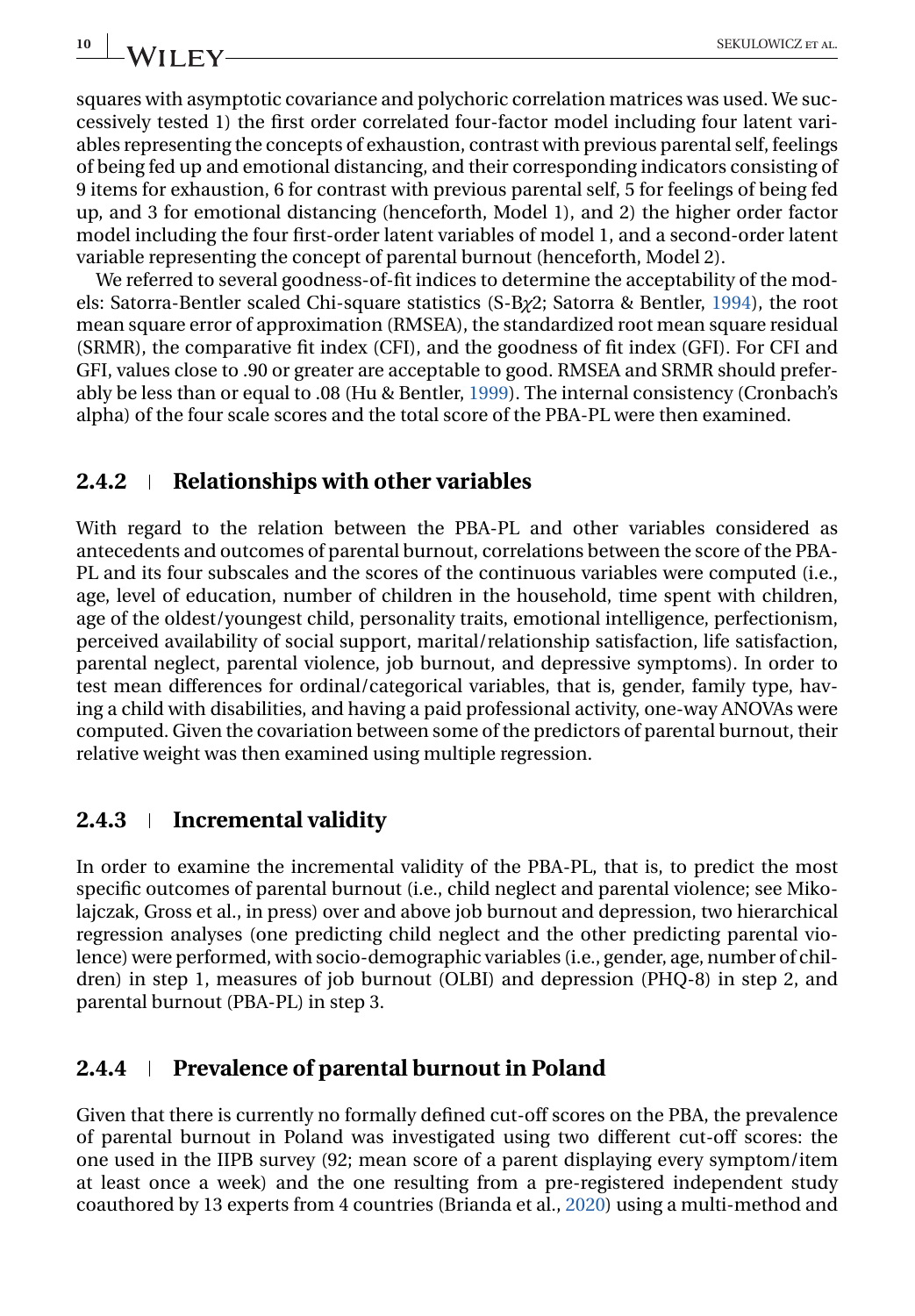squares with asymptotic covariance and polychoric correlation matrices was used. We successively tested 1) the first order correlated four-factor model including four latent variables representing the concepts of exhaustion, contrast with previous parental self, feelings of being fed up and emotional distancing, and their corresponding indicators consisting of 9 items for exhaustion, 6 for contrast with previous parental self, 5 for feelings of being fed up, and 3 for emotional distancing (henceforth, Model 1), and 2) the higher order factor model including the four first-order latent variables of model 1, and a second-order latent variable representing the concept of parental burnout (henceforth, Model 2).

We referred to several goodness-of-fit indices to determine the acceptability of the models: Satorra-Bentler scaled Chi-square statistics (S-B$\chi$2; Satorra & Bentler, 1994), the root mean square error of approximation (RMSEA), the standardized root mean square residual (SRMR), the comparative fit index (CFI), and the goodness of fit index (GFI). For CFI and GFI, values close to .90 or greater are acceptable to good. RMSEA and SRMR should preferably be less than or equal to .08 (Hu & Bentler, 1999). The internal consistency (Cronbach's alpha) of the four scale scores and the total score of the PBA-PL were then examined.

### 2.4.2 | Relationships with other variables

With regard to the relation between the PBA-PL and other variables considered as antecedents and outcomes of parental burnout, correlations between the score of the PBA-PL and its four subscales and the scores of the continuous variables were computed (i.e., age, level of education, number of children in the household, time spent with children, age of the oldest/youngest child, personality traits, emotional intelligence, perfectionism, perceived availability of social support, marital/relationship satisfaction, life satisfaction, parental neglect, parental violence, job burnout, and depressive symptoms). In order to test mean differences for ordinal/categorical variables, that is, gender, family type, having a child with disabilities, and having a paid professional activity, one-way ANOVAs were computed. Given the covariation between some of the predictors of parental burnout, their relative weight was then examined using multiple regression.

### 2.4.3 | Incremental validity

In order to examine the incremental validity of the PBA-PL, that is, to predict the most specific outcomes of parental burnout (i.e., child neglect and parental violence; see Mikolajczak, Gross et al., in press) over and above job burnout and depression, two hierarchical regression analyses (one predicting child neglect and the other predicting parental violence) were performed, with socio-demographic variables (i.e., gender, age, number of children) in step 1, measures of job burnout (OLBI) and depression (PHQ-8) in step 2, and parental burnout (PBA-PL) in step 3.

### 2.4.4 | Prevalence of parental burnout in Poland

Given that there is currently no formally defined cut-off scores on the PBA, the prevalence of parental burnout in Poland was investigated using two different cut-off scores: the one used in the IIPB survey (92; mean score of a parent displaying every symptom/item at least once a week) and the one resulting from a pre-registered independent study coauthored by 13 experts from 4 countries (Brianda et al., 2020) using a multi-method and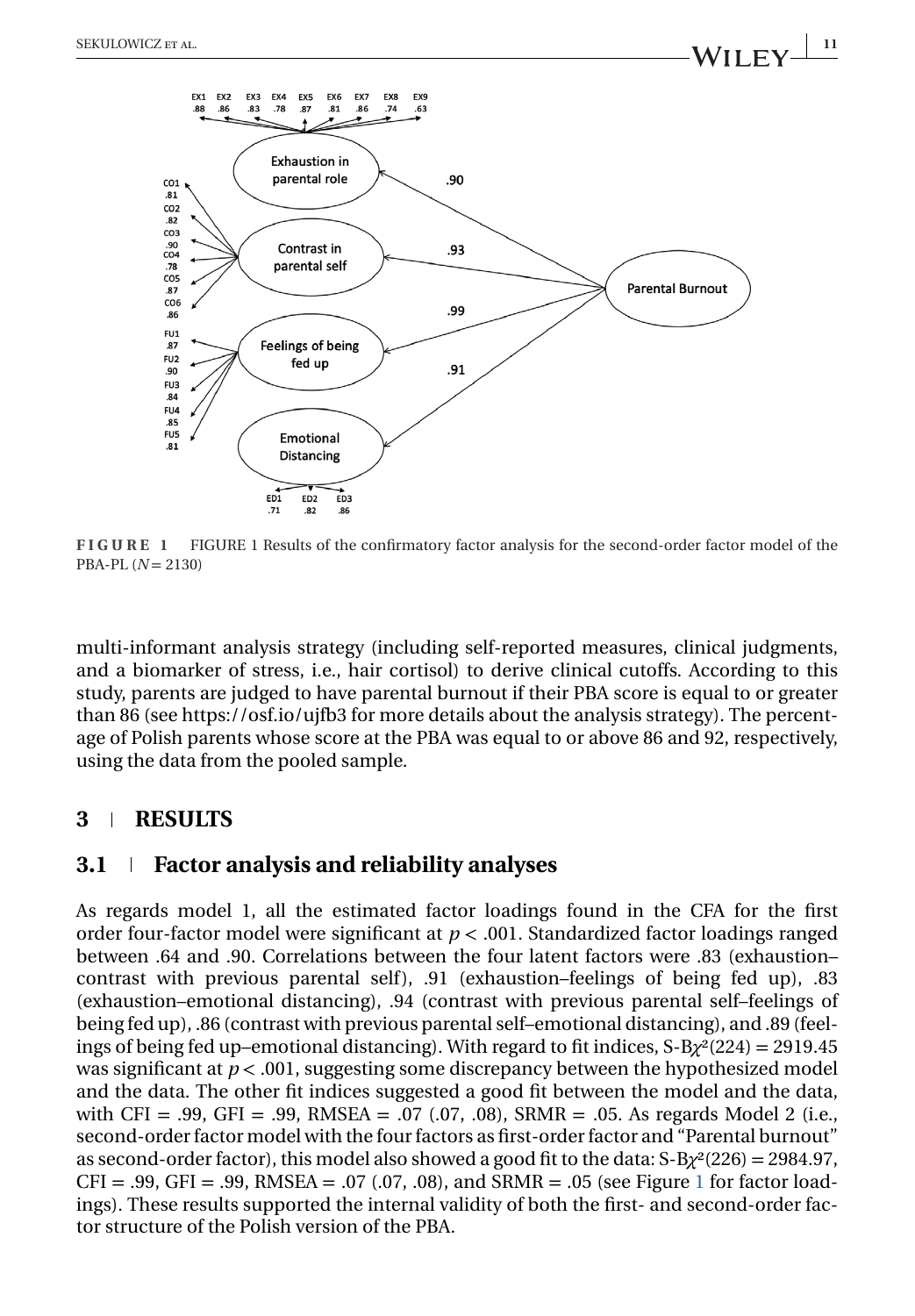**FIGURE 1** FIGURE 1 Results of the confirmatory factor analysis for the second-order factor model of the PBA-PL ($N = 2130$)

multi-informant analysis strategy (including self-reported measures, clinical judgments, and a biomarker of stress, i.e., hair cortisol) to derive clinical cutoffs. According to this study, parents are judged to have parental burnout if their PBA score is equal to or greater than 86 (see https://osf.io/ujfb3 for more details about the analysis strategy). The percentage of Polish parents whose score at the PBA was equal to or above 86 and 92, respectively, using the data from the pooled sample.

## 3 | RESULTS

### 3.1 | Factor analysis and reliability analyses

As regards model 1, all the estimated factor loadings found in the CFA for the first order four-factor model were significant at $p < .001$. Standardized factor loadings ranged between .64 and .90. Correlations between the four latent factors were .83 (exhaustion–contrast with previous parental self), .91 (exhaustion–feelings of being fed up), .83 (exhaustion–emotional distancing), .94 (contrast with previous parental self–feelings of being fed up), .86 (contrast with previous parental self–emotional distancing), and .89 (feelings of being fed up–emotional distancing). With regard to fit indices, S-B$\chi^2(224) = 2919.45$ was significant at $p < .001$, suggesting some discrepancy between the hypothesized model and the data. The other fit indices suggested a good fit between the model and the data, with CFI = .99, GFI = .99, RMSEA = .07 (.07, .08), SRMR = .05. As regards Model 2 (i.e., second-order factor model with the four factors as first-order factor and "Parental burnout" as second-order factor), this model also showed a good fit to the data: S-B$\chi^2(226) = 2984.97$, CFI = .99, GFI = .99, RMSEA = .07 (.07, .08), and SRMR = .05 (see Figure 1 for factor loadings). These results supported the internal validity of both the first- and second-order factor structure of the Polish version of the PBA.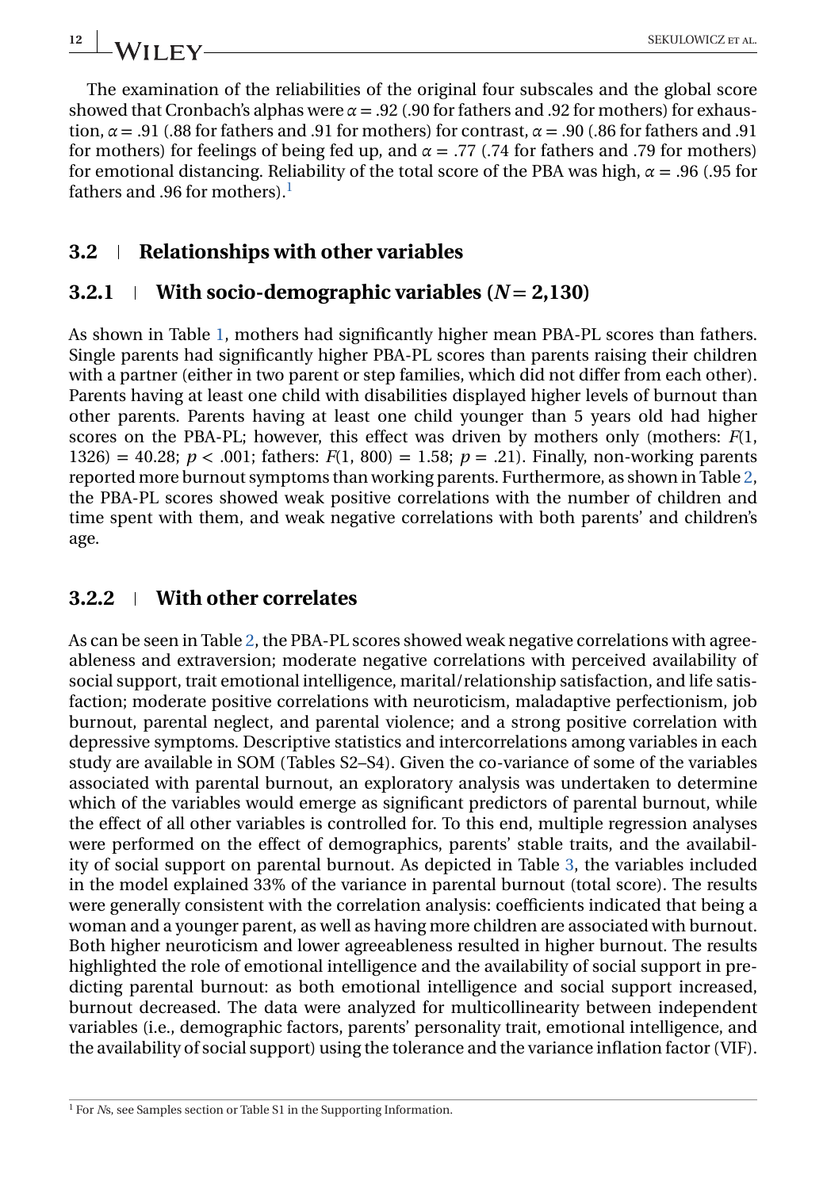The examination of the reliabilities of the original four subscales and the global score showed that Cronbach's alphas were $\alpha = .92$ (.90 for fathers and .92 for mothers) for exhaustion, $\alpha = .91$ (.88 for fathers and .91 for mothers) for contrast, $\alpha = .90$ (.86 for fathers and .91 for mothers) for feelings of being fed up, and $\alpha = .77$ (.74 for fathers and .79 for mothers) for emotional distancing. Reliability of the total score of the PBA was high, $\alpha = .96$ (.95 for fathers and .96 for mothers).[1]

## 3.2 | Relationships with other variables

### 3.2.1 | With socio-demographic variables ($N = 2{,}130$)

As shown in Table 1, mothers had significantly higher mean PBA-PL scores than fathers. Single parents had significantly higher PBA-PL scores than parents raising their children with a partner (either in two parent or step families, which did not differ from each other). Parents having at least one child with disabilities displayed higher levels of burnout than other parents. Parents having at least one child younger than 5 years old had higher scores on the PBA-PL; however, this effect was driven by mothers only (mothers: $F(1, 1326) = 40.28$; $p < .001$; fathers: $F(1, 800) = 1.58$; $p = .21$). Finally, non-working parents reported more burnout symptoms than working parents. Furthermore, as shown in Table 2, the PBA-PL scores showed weak positive correlations with the number of children and time spent with them, and weak negative correlations with both parents' and children's age.

### 3.2.2 | With other correlates

As can be seen in Table 2, the PBA-PL scores showed weak negative correlations with agreeableness and extraversion; moderate negative correlations with perceived availability of social support, trait emotional intelligence, marital/relationship satisfaction, and life satisfaction; moderate positive correlations with neuroticism, maladaptive perfectionism, job burnout, parental neglect, and parental violence; and a strong positive correlation with depressive symptoms. Descriptive statistics and intercorrelations among variables in each study are available in SOM (Tables S2–S4). Given the co-variance of some of the variables associated with parental burnout, an exploratory analysis was undertaken to determine which of the variables would emerge as significant predictors of parental burnout, while the effect of all other variables is controlled for. To this end, multiple regression analyses were performed on the effect of demographics, parents' stable traits, and the availability of social support on parental burnout. As depicted in Table 3, the variables included in the model explained 33% of the variance in parental burnout (total score). The results were generally consistent with the correlation analysis: coefficients indicated that being a woman and a younger parent, as well as having more children are associated with burnout. Both higher neuroticism and lower agreeableness resulted in higher burnout. The results highlighted the role of emotional intelligence and the availability of social support in predicting parental burnout: as both emotional intelligence and social support increased, burnout decreased. The data were analyzed for multicollinearity between independent variables (i.e., demographic factors, parents' personality trait, emotional intelligence, and the availability of social support) using the tolerance and the variance inflation factor (VIF).

[1] For *N*s, see Samples section or Table S1 in the Supporting Information.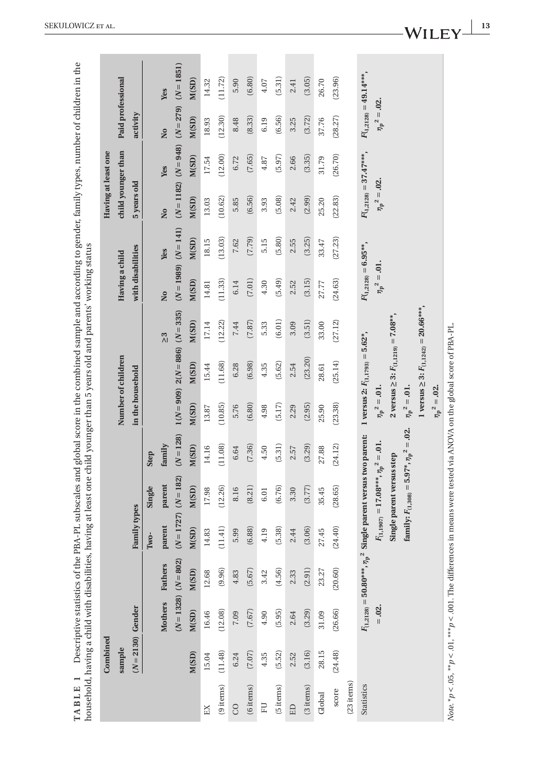**TABLE 1** Descriptive statistics of the PBA-PL subscales and global score in the combined sample and according to gender, family types, number of children in the household, having a child with disabilities, having at least one child younger than 5 years old and parents' working status

| | Combined sample ($N = 2130$) | Gender | | Family types | | | Number of children in the household | | | Having a child with disabilities | | Having at least one child younger than 5 years old | | Paid professional activity | |
|---|---|---|---|---|---|---|---|---|---|---|---|---|---|---|---|
| | | Mothers ($N = 1328$) | Fathers ($N = 802$) | Two-parent ($N = 1727$) | Single parent ($N = 182$) | Step family ($N = 128$) | 1 ($N = 909$) | 2 ($N = 886$) | ≥3 ($N = 335$) | No ($N = 1989$) | Yes ($N = 141$) | No ($N = 1182$) | Yes ($N = 948$) | No ($N = 279$) | Yes ($N = 1851$) |
| | M(SD) | M(SD) | M(SD) | M(SD) | M(SD) | M(SD) | M(SD) | M(SD) | M(SD) | M(SD) | M(SD) | M(SD) | M(SD) | M(SD) | M(SD) |
| EX (9 items) | 15.04 (11.48) | 16.46 (12.08) | 12.68 (9.96) | 14.83 (11.41) | 17.98 (12.26) | 14.16 (11.08) | 13.87 (10.85) | 15.44 (11.68) | 17.14 (12.22) | 14.81 (11.33) | 18.15 (13.03) | 13.03 (10.62) | 17.54 (12.00) | 18.93 (12.30) | 14.32 (11.72) |
| CO (6 items) | 6.24 (7.07) | 7.09 (7.67) | 4.83 (5.67) | 5.99 (6.88) | 8.16 (8.21) | 6.64 (7.36) | 5.76 (6.80) | 6.28 (6.98) | 7.44 (7.87) | 6.14 (7.01) | 7.62 (7.79) | 5.85 (6.56) | 6.72 (7.65) | 8.48 (8.33) | 5.90 (6.80) |
| FU (5 items) | 4.35 (5.52) | 4.90 (5.95) | 3.42 (4.56) | 4.19 (5.38) | 6.01 (6.76) | 4.50 (5.31) | 4.98 (5.17) | 4.35 (5.62) | 5.33 (6.01) | 4.30 (5.49) | 5.15 (5.80) | 3.93 (5.08) | 4.87 (5.97) | 6.19 (6.56) | 4.07 (5.31) |
| ED (3 items) | 2.52 (3.16) | 2.64 (3.29) | 2.33 (2.91) | 2.44 (3.06) | 3.30 (3.77) | 2.57 (3.29) | 2.29 (2.95) | 2.54 (23.20) | 3.09 (3.51) | 2.52 (3.15) | 2.55 (3.25) | 2.42 (2.99) | 2.66 (3.35) | 3.25 (3.72) | 2.41 (3.05) |
| Global score (23 items) | 28.15 (24.48) | 31.09 (26.66) | 23.27 (20.60) | 27.45 (24.40) | 35.45 (28.65) | 27.88 (24.12) | 25.90 (23.38) | 28.61 (25.14) | 33.00 (27.12) | 27.77 (24.63) | 33.47 (27.23) | 25.20 (22.83) | 31.79 (26.70) | 37.76 (28.27) | 26.70 (23.96) |
| Statistics | | **$F_{(1,2128)} = 50.80^{***}$, $\eta_p^2 = .02$.** | | **Single parent versus two parent: $F_{(1,1907)} = 17.08^{***}$, $\eta_p^2 = .01$. Single parent versus step family: $F_{(1,308)} = 5.97^{*}$, $\eta_p^2 = .02$.** | | | **1 versus 2: $F_{(1,1793)} = 5.62^{*}$, $\eta_p^2 = .01$. 2 versus ≥ 3: $F_{(1,1219)} = 7.08^{**}$, $\eta_p^2 = .01$. 1 versus ≥ 3: $F_{(1,1242)} = 20.66^{***}$, $\eta_p^2 = .02$.** | | | **$F_{(1,2128)} = 6.95^{**}$, $\eta_p^2 = .01$.** | | **$F_{(1,2128)} = 37.47^{***}$, $\eta_p^2 = .02$.** | | **$F_{(1,2128)} = 49.14^{***}$, $\eta_p^2 = .02$.** | |

*Note*. $^{*}p < .05$, $^{**}p < .01$, $^{***}p < .001$. The differences in means were tested via ANOVA on the global score of PBA-PL.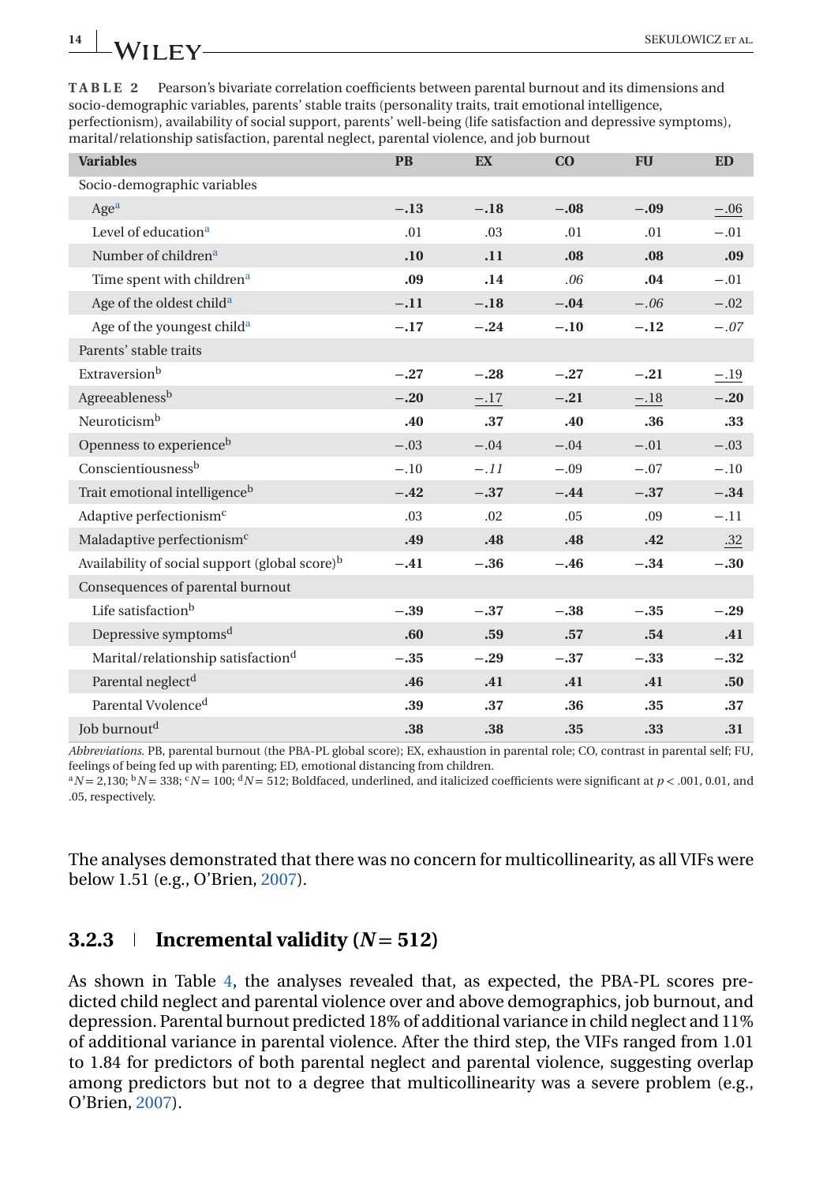**TABLE 2** Pearson's bivariate correlation coefficients between parental burnout and its dimensions and socio-demographic variables, parents' stable traits (personality traits, trait emotional intelligence, perfectionism), availability of social support, parents' well-being (life satisfaction and depressive symptoms), marital/relationship satisfaction, parental neglect, parental violence, and job burnout

| Variables | PB | EX | CO | FU | ED |
|---|---|---|---|---|---|
| Socio-demographic variables | | | | | |
| Age[a] | **−.13** | **−.18** | **−.08** | **−.09** | <u>−.06</u> |
| Level of education[a] | .01 | .03 | .01 | .01 | −.01 |
| Number of children[a] | **.10** | **.11** | **.08** | **.08** | **.09** |
| Time spent with children[a] | **.09** | **.14** | *.06* | **.04** | −.01 |
| Age of the oldest child[a] | **−.11** | **−.18** | **−.04** | *−.06* | −.02 |
| Age of the youngest child[a] | **−.17** | **−.24** | **−.10** | **−.12** | *−.07* |
| Parents' stable traits | | | | | |
| Extraversion[b] | **−.27** | **−.28** | **−.27** | **−.21** | <u>−.19</u> |
| Agreeableness[b] | **−.20** | <u>−.17</u> | **−.21** | <u>−.18</u> | **−.20** |
| Neuroticism[b] | **.40** | **.37** | **.40** | **.36** | **.33** |
| Openness to experience[b] | −.03 | −.04 | −.04 | −.01 | −.03 |
| Conscientiousness[b] | −.10 | *−.11* | −.09 | −.07 | −.10 |
| Trait emotional intelligence[b] | **−.42** | **−.37** | **−.44** | **−.37** | **−.34** |
| Adaptive perfectionism[c] | .03 | .02 | .05 | .09 | −.11 |
| Maladaptive perfectionism[c] | **.49** | **.48** | **.48** | **.42** | <u>.32</u> |
| Availability of social support (global score)[b] | **−.41** | **−.36** | **−.46** | **−.34** | **−.30** |
| Consequences of parental burnout | | | | | |
| Life satisfaction[b] | **−.39** | **−.37** | **−.38** | **−.35** | **−.29** |
| Depressive symptoms[d] | **.60** | **.59** | **.57** | **.54** | **.41** |
| Marital/relationship satisfaction[d] | **−.35** | **−.29** | **−.37** | **−.33** | **−.32** |
| Parental neglect[d] | **.46** | **.41** | **.41** | **.41** | **.50** |
| Parental Vvolence[d] | **.39** | **.37** | **.36** | **.35** | **.37** |
| Job burnout[d] | **.38** | **.38** | **.35** | **.33** | **.31** |

*Abbreviations.* PB, parental burnout (the PBA-PL global score); EX, exhaustion in parental role; CO, contrast in parental self; FU, feelings of being fed up with parenting; ED, emotional distancing from children.
[a]$N = 2{,}130$; [b]$N = 338$; [c]$N = 100$; [d]$N = 512$; Boldfaced, underlined, and italicized coefficients were significant at $p < .001$, 0.01, and .05, respectively.

The analyses demonstrated that there was no concern for multicollinearity, as all VIFs were below 1.51 (e.g., O'Brien, 2007).

### 3.2.3 | Incremental validity ($N = 512$)

As shown in Table 4, the analyses revealed that, as expected, the PBA-PL scores predicted child neglect and parental violence over and above demographics, job burnout, and depression. Parental burnout predicted 18% of additional variance in child neglect and 11% of additional variance in parental violence. After the third step, the VIFs ranged from 1.01 to 1.84 for predictors of both parental neglect and parental violence, suggesting overlap among predictors but not to a degree that multicollinearity was a severe problem (e.g., O'Brien, 2007).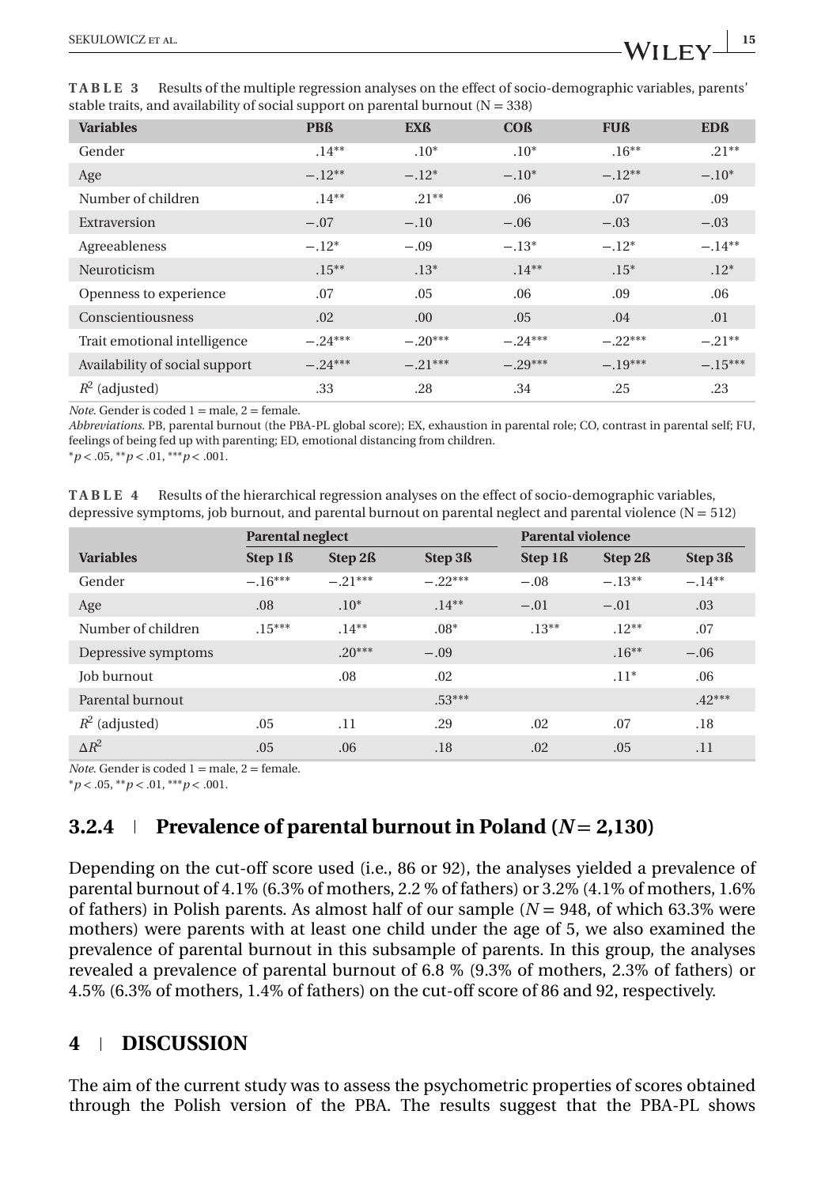**TABLE 3** Results of the multiple regression analyses on the effect of socio-demographic variables, parents' stable traits, and availability of social support on parental burnout (N = 338)

| Variables | PBß | EXß | COß | FUß | EDß |
|---|---|---|---|---|---|
| Gender | .14** | .10* | .10* | .16** | .21** |
| Age | −.12** | −.12* | −.10* | −.12** | −.10* |
| Number of children | .14** | .21** | .06 | .07 | .09 |
| Extraversion | −.07 | −.10 | −.06 | −.03 | −.03 |
| Agreeableness | −.12* | −.09 | −.13* | −.12* | −.14** |
| Neuroticism | .15** | .13* | .14** | .15* | .12* |
| Openness to experience | .07 | .05 | .06 | .09 | .06 |
| Conscientiousness | .02 | .00 | .05 | .04 | .01 |
| Trait emotional intelligence | −.24*** | −.20*** | −.24*** | −.22*** | −.21** |
| Availability of social support | −.24*** | −.21*** | −.29*** | −.19*** | −.15*** |
| $R^2$ (adjusted) | .33 | .28 | .34 | .25 | .23 |

*Note.* Gender is coded 1 = male, 2 = female.

*Abbreviations.* PB, parental burnout (the PBA-PL global score); EX, exhaustion in parental role; CO, contrast in parental self; FU, feelings of being fed up with parenting; ED, emotional distancing from children.

\*$p < .05$, \*\*$p < .01$, \*\*\*$p < .001$.

**TABLE 4** Results of the hierarchical regression analyses on the effect of socio-demographic variables, depressive symptoms, job burnout, and parental burnout on parental neglect and parental violence (N = 512)

| | Parental neglect | | | Parental violence | | |
|---|---|---|---|---|---|---|
| **Variables** | **Step 1ß** | **Step 2ß** | **Step 3ß** | **Step 1ß** | **Step 2ß** | **Step 3ß** |
| Gender | −.16*** | −.21*** | −.22*** | −.08 | −.13** | −.14** |
| Age | .08 | .10* | .14** | −.01 | −.01 | .03 |
| Number of children | .15*** | .14** | .08* | .13** | .12** | .07 |
| Depressive symptoms | | .20*** | −.09 | | .16** | −.06 |
| Job burnout | | .08 | .02 | | .11* | .06 |
| Parental burnout | | | .53*** | | | .42*** |
| $R^2$ (adjusted) | .05 | .11 | .29 | .02 | .07 | .18 |
| $\Delta R^2$ | .05 | .06 | .18 | .02 | .05 | .11 |

*Note.* Gender is coded 1 = male, 2 = female.

\*$p < .05$, \*\*$p < .01$, \*\*\*$p < .001$.

### 3.2.4 | Prevalence of parental burnout in Poland (*N* = 2,130)

Depending on the cut-off score used (i.e., 86 or 92), the analyses yielded a prevalence of parental burnout of 4.1% (6.3% of mothers, 2.2 % of fathers) or 3.2% (4.1% of mothers, 1.6% of fathers) in Polish parents. As almost half of our sample (*N* = 948, of which 63.3% were mothers) were parents with at least one child under the age of 5, we also examined the prevalence of parental burnout in this subsample of parents. In this group, the analyses revealed a prevalence of parental burnout of 6.8 % (9.3% of mothers, 2.3% of fathers) or 4.5% (6.3% of mothers, 1.4% of fathers) on the cut-off score of 86 and 92, respectively.

## 4 | DISCUSSION

The aim of the current study was to assess the psychometric properties of scores obtained through the Polish version of the PBA. The results suggest that the PBA-PL shows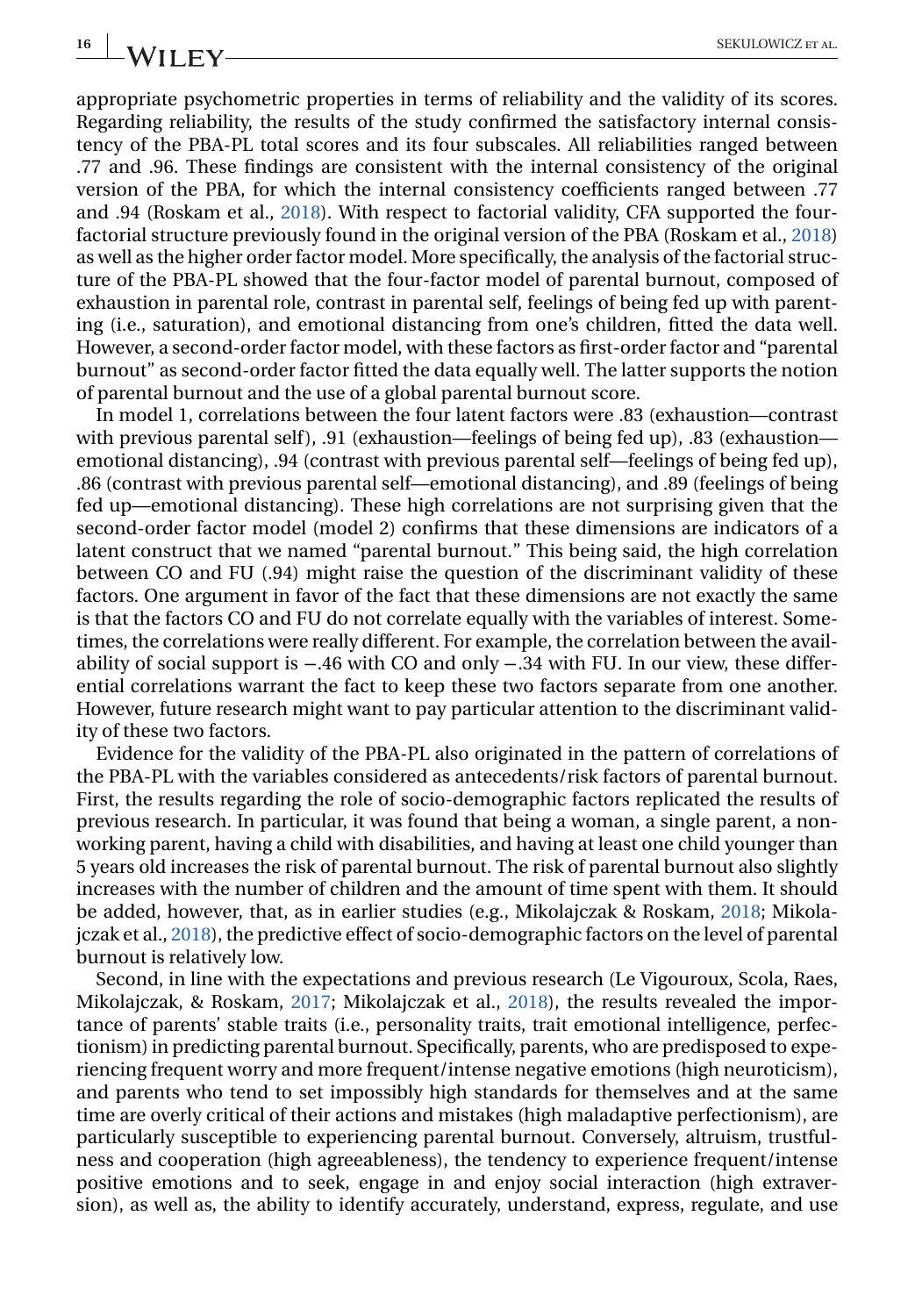appropriate psychometric properties in terms of reliability and the validity of its scores. Regarding reliability, the results of the study confirmed the satisfactory internal consistency of the PBA-PL total scores and its four subscales. All reliabilities ranged between .77 and .96. These findings are consistent with the internal consistency of the original version of the PBA, for which the internal consistency coefficients ranged between .77 and .94 (Roskam et al., 2018). With respect to factorial validity, CFA supported the four-factorial structure previously found in the original version of the PBA (Roskam et al., 2018) as well as the higher order factor model. More specifically, the analysis of the factorial structure of the PBA-PL showed that the four-factor model of parental burnout, composed of exhaustion in parental role, contrast in parental self, feelings of being fed up with parenting (i.e., saturation), and emotional distancing from one's children, fitted the data well. However, a second-order factor model, with these factors as first-order factor and "parental burnout" as second-order factor fitted the data equally well. The latter supports the notion of parental burnout and the use of a global parental burnout score.

In model 1, correlations between the four latent factors were .83 (exhaustion—contrast with previous parental self), .91 (exhaustion—feelings of being fed up), .83 (exhaustion—emotional distancing), .94 (contrast with previous parental self—feelings of being fed up), .86 (contrast with previous parental self—emotional distancing), and .89 (feelings of being fed up—emotional distancing). These high correlations are not surprising given that the second-order factor model (model 2) confirms that these dimensions are indicators of a latent construct that we named "parental burnout." This being said, the high correlation between CO and FU (.94) might raise the question of the discriminant validity of these factors. One argument in favor of the fact that these dimensions are not exactly the same is that the factors CO and FU do not correlate equally with the variables of interest. Sometimes, the correlations were really different. For example, the correlation between the availability of social support is −.46 with CO and only −.34 with FU. In our view, these differential correlations warrant the fact to keep these two factors separate from one another. However, future research might want to pay particular attention to the discriminant validity of these two factors.

Evidence for the validity of the PBA-PL also originated in the pattern of correlations of the PBA-PL with the variables considered as antecedents/risk factors of parental burnout. First, the results regarding the role of socio-demographic factors replicated the results of previous research. In particular, it was found that being a woman, a single parent, a non-working parent, having a child with disabilities, and having at least one child younger than 5 years old increases the risk of parental burnout. The risk of parental burnout also slightly increases with the number of children and the amount of time spent with them. It should be added, however, that, as in earlier studies (e.g., Mikolajczak & Roskam, 2018; Mikolajczak et al., 2018), the predictive effect of socio-demographic factors on the level of parental burnout is relatively low.

Second, in line with the expectations and previous research (Le Vigouroux, Scola, Raes, Mikolajczak, & Roskam, 2017; Mikolajczak et al., 2018), the results revealed the importance of parents' stable traits (i.e., personality traits, trait emotional intelligence, perfectionism) in predicting parental burnout. Specifically, parents, who are predisposed to experiencing frequent worry and more frequent/intense negative emotions (high neuroticism), and parents who tend to set impossibly high standards for themselves and at the same time are overly critical of their actions and mistakes (high maladaptive perfectionism), are particularly susceptible to experiencing parental burnout. Conversely, altruism, trustfulness and cooperation (high agreeableness), the tendency to experience frequent/intense positive emotions and to seek, engage in and enjoy social interaction (high extraversion), as well as, the ability to identify accurately, understand, express, regulate, and use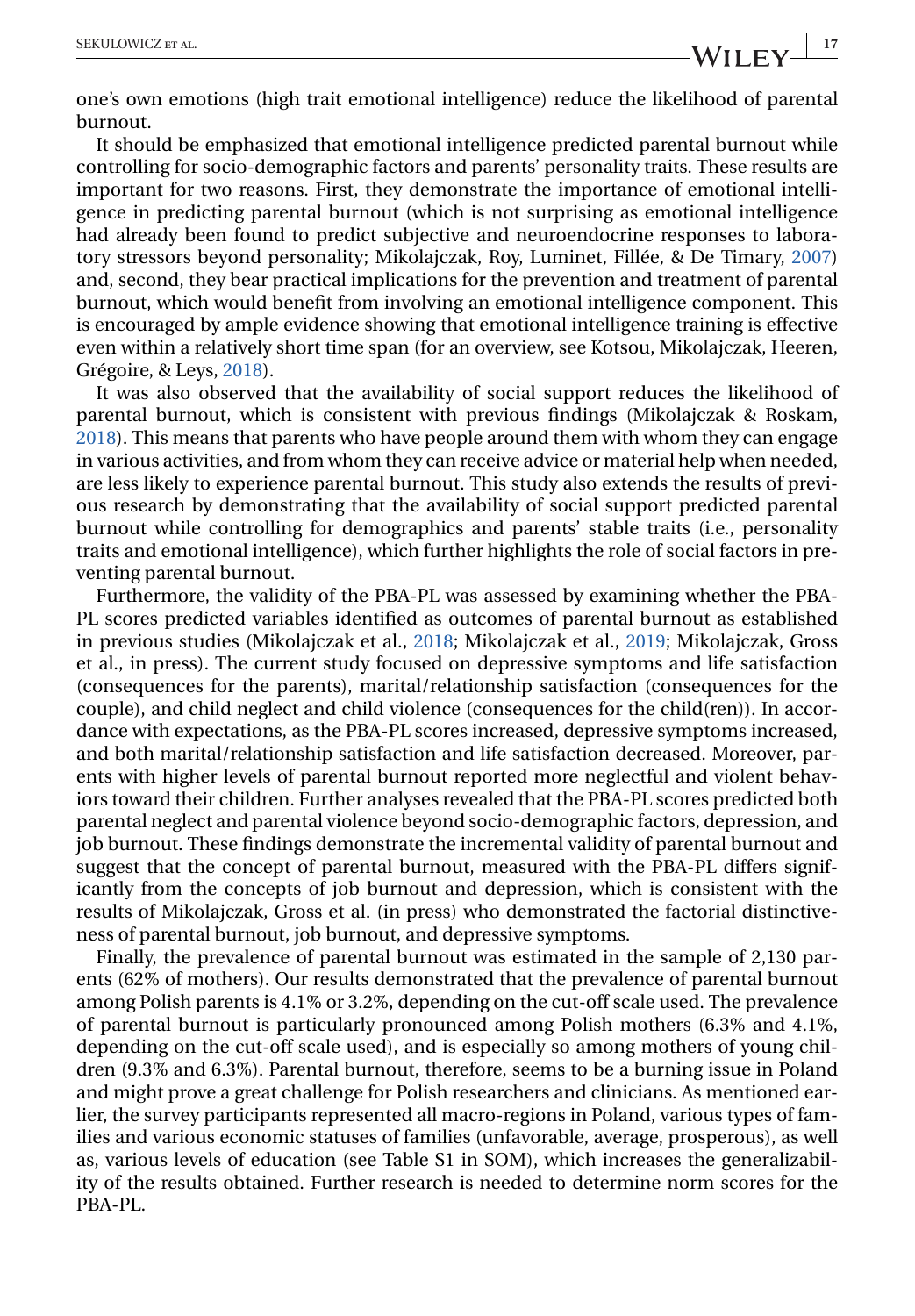one's own emotions (high trait emotional intelligence) reduce the likelihood of parental burnout.

It should be emphasized that emotional intelligence predicted parental burnout while controlling for socio-demographic factors and parents' personality traits. These results are important for two reasons. First, they demonstrate the importance of emotional intelligence in predicting parental burnout (which is not surprising as emotional intelligence had already been found to predict subjective and neuroendocrine responses to laboratory stressors beyond personality; Mikolajczak, Roy, Luminet, Fillée, & De Timary, 2007) and, second, they bear practical implications for the prevention and treatment of parental burnout, which would benefit from involving an emotional intelligence component. This is encouraged by ample evidence showing that emotional intelligence training is effective even within a relatively short time span (for an overview, see Kotsou, Mikolajczak, Heeren, Grégoire, & Leys, 2018).

It was also observed that the availability of social support reduces the likelihood of parental burnout, which is consistent with previous findings (Mikolajczak & Roskam, 2018). This means that parents who have people around them with whom they can engage in various activities, and from whom they can receive advice or material help when needed, are less likely to experience parental burnout. This study also extends the results of previous research by demonstrating that the availability of social support predicted parental burnout while controlling for demographics and parents' stable traits (i.e., personality traits and emotional intelligence), which further highlights the role of social factors in preventing parental burnout.

Furthermore, the validity of the PBA-PL was assessed by examining whether the PBA-PL scores predicted variables identified as outcomes of parental burnout as established in previous studies (Mikolajczak et al., 2018; Mikolajczak et al., 2019; Mikolajczak, Gross et al., in press). The current study focused on depressive symptoms and life satisfaction (consequences for the parents), marital/relationship satisfaction (consequences for the couple), and child neglect and child violence (consequences for the child(ren)). In accordance with expectations, as the PBA-PL scores increased, depressive symptoms increased, and both marital/relationship satisfaction and life satisfaction decreased. Moreover, parents with higher levels of parental burnout reported more neglectful and violent behaviors toward their children. Further analyses revealed that the PBA-PL scores predicted both parental neglect and parental violence beyond socio-demographic factors, depression, and job burnout. These findings demonstrate the incremental validity of parental burnout and suggest that the concept of parental burnout, measured with the PBA-PL differs significantly from the concepts of job burnout and depression, which is consistent with the results of Mikolajczak, Gross et al. (in press) who demonstrated the factorial distinctiveness of parental burnout, job burnout, and depressive symptoms.

Finally, the prevalence of parental burnout was estimated in the sample of 2,130 parents (62% of mothers). Our results demonstrated that the prevalence of parental burnout among Polish parents is 4.1% or 3.2%, depending on the cut-off scale used. The prevalence of parental burnout is particularly pronounced among Polish mothers (6.3% and 4.1%, depending on the cut-off scale used), and is especially so among mothers of young children (9.3% and 6.3%). Parental burnout, therefore, seems to be a burning issue in Poland and might prove a great challenge for Polish researchers and clinicians. As mentioned earlier, the survey participants represented all macro-regions in Poland, various types of families and various economic statuses of families (unfavorable, average, prosperous), as well as, various levels of education (see Table S1 in SOM), which increases the generalizability of the results obtained. Further research is needed to determine norm scores for the PBA-PL.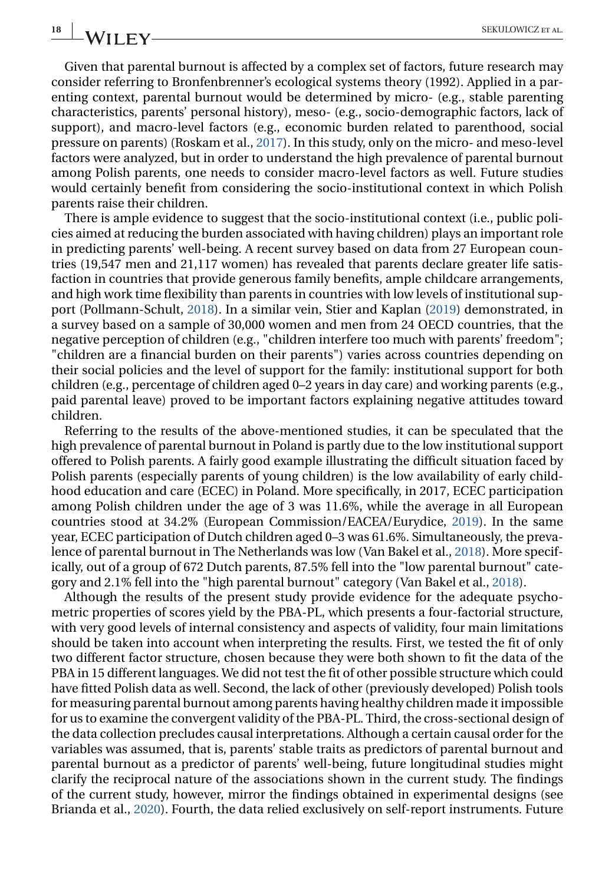Given that parental burnout is affected by a complex set of factors, future research may consider referring to Bronfenbrenner's ecological systems theory (1992). Applied in a parenting context, parental burnout would be determined by micro- (e.g., stable parenting characteristics, parents' personal history), meso- (e.g., socio-demographic factors, lack of support), and macro-level factors (e.g., economic burden related to parenthood, social pressure on parents) (Roskam et al., 2017). In this study, only on the micro- and meso-level factors were analyzed, but in order to understand the high prevalence of parental burnout among Polish parents, one needs to consider macro-level factors as well. Future studies would certainly benefit from considering the socio-institutional context in which Polish parents raise their children.

There is ample evidence to suggest that the socio-institutional context (i.e., public policies aimed at reducing the burden associated with having children) plays an important role in predicting parents' well-being. A recent survey based on data from 27 European countries (19,547 men and 21,117 women) has revealed that parents declare greater life satisfaction in countries that provide generous family benefits, ample childcare arrangements, and high work time flexibility than parents in countries with low levels of institutional support (Pollmann-Schult, 2018). In a similar vein, Stier and Kaplan (2019) demonstrated, in a survey based on a sample of 30,000 women and men from 24 OECD countries, that the negative perception of children (e.g., "children interfere too much with parents' freedom"; "children are a financial burden on their parents") varies across countries depending on their social policies and the level of support for the family: institutional support for both children (e.g., percentage of children aged 0–2 years in day care) and working parents (e.g., paid parental leave) proved to be important factors explaining negative attitudes toward children.

Referring to the results of the above-mentioned studies, it can be speculated that the high prevalence of parental burnout in Poland is partly due to the low institutional support offered to Polish parents. A fairly good example illustrating the difficult situation faced by Polish parents (especially parents of young children) is the low availability of early childhood education and care (ECEC) in Poland. More specifically, in 2017, ECEC participation among Polish children under the age of 3 was 11.6%, while the average in all European countries stood at 34.2% (European Commission/EACEA/Eurydice, 2019). In the same year, ECEC participation of Dutch children aged 0–3 was 61.6%. Simultaneously, the prevalence of parental burnout in The Netherlands was low (Van Bakel et al., 2018). More specifically, out of a group of 672 Dutch parents, 87.5% fell into the "low parental burnout" category and 2.1% fell into the "high parental burnout" category (Van Bakel et al., 2018).

Although the results of the present study provide evidence for the adequate psychometric properties of scores yield by the PBA-PL, which presents a four-factorial structure, with very good levels of internal consistency and aspects of validity, four main limitations should be taken into account when interpreting the results. First, we tested the fit of only two different factor structure, chosen because they were both shown to fit the data of the PBA in 15 different languages. We did not test the fit of other possible structure which could have fitted Polish data as well. Second, the lack of other (previously developed) Polish tools for measuring parental burnout among parents having healthy children made it impossible for us to examine the convergent validity of the PBA-PL. Third, the cross-sectional design of the data collection precludes causal interpretations. Although a certain causal order for the variables was assumed, that is, parents' stable traits as predictors of parental burnout and parental burnout as a predictor of parents' well-being, future longitudinal studies might clarify the reciprocal nature of the associations shown in the current study. The findings of the current study, however, mirror the findings obtained in experimental designs (see Brianda et al., 2020). Fourth, the data relied exclusively on self-report instruments. Future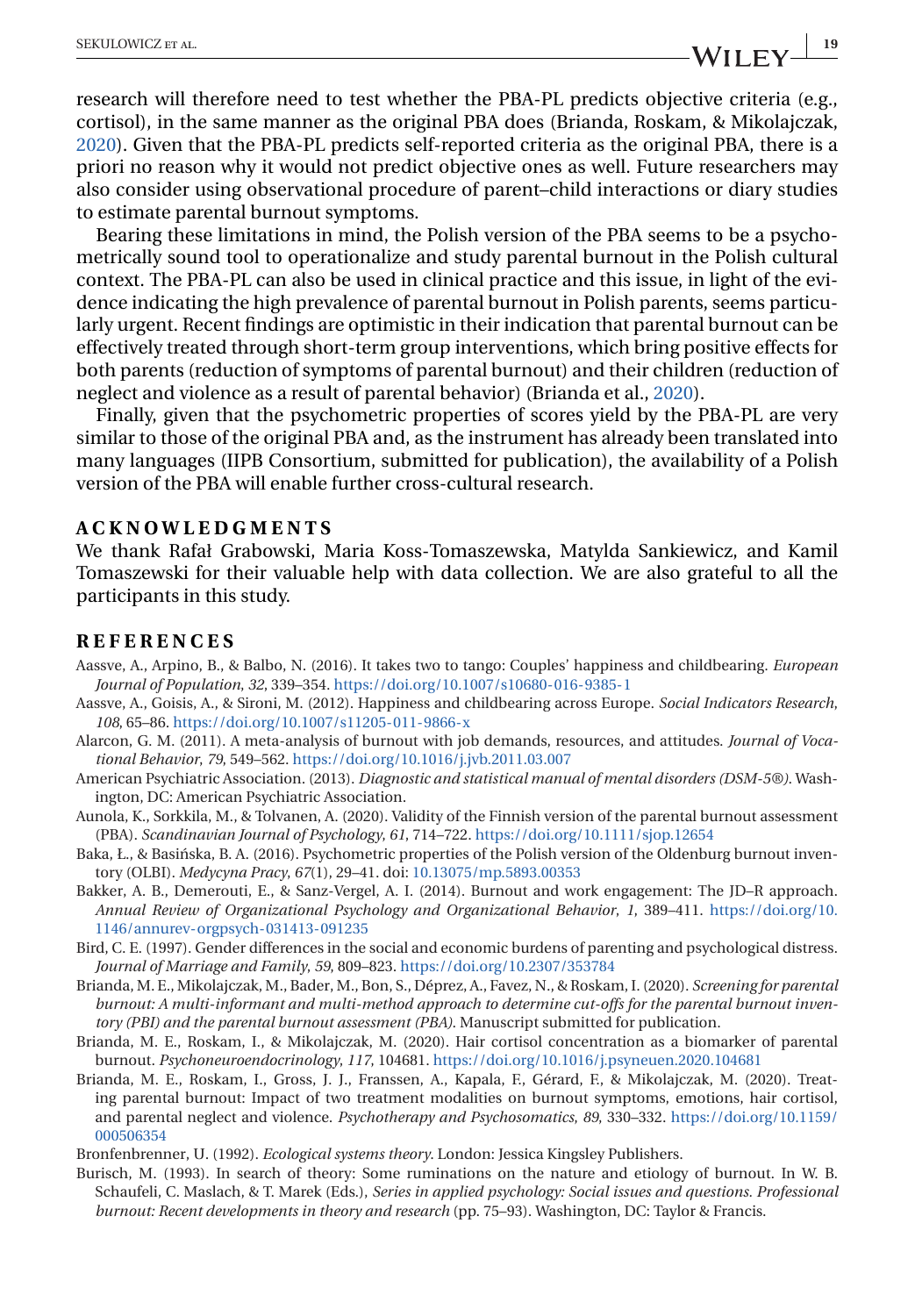research will therefore need to test whether the PBA-PL predicts objective criteria (e.g., cortisol), in the same manner as the original PBA does (Brianda, Roskam, & Mikolajczak, 2020). Given that the PBA-PL predicts self-reported criteria as the original PBA, there is a priori no reason why it would not predict objective ones as well. Future researchers may also consider using observational procedure of parent–child interactions or diary studies to estimate parental burnout symptoms.

Bearing these limitations in mind, the Polish version of the PBA seems to be a psychometrically sound tool to operationalize and study parental burnout in the Polish cultural context. The PBA-PL can also be used in clinical practice and this issue, in light of the evidence indicating the high prevalence of parental burnout in Polish parents, seems particularly urgent. Recent findings are optimistic in their indication that parental burnout can be effectively treated through short-term group interventions, which bring positive effects for both parents (reduction of symptoms of parental burnout) and their children (reduction of neglect and violence as a result of parental behavior) (Brianda et al., 2020).

Finally, given that the psychometric properties of scores yield by the PBA-PL are very similar to those of the original PBA and, as the instrument has already been translated into many languages (IIPB Consortium, submitted for publication), the availability of a Polish version of the PBA will enable further cross-cultural research.

## ACKNOWLEDGMENTS

We thank Rafał Grabowski, Maria Koss-Tomaszewska, Matylda Sankiewicz, and Kamil Tomaszewski for their valuable help with data collection. We are also grateful to all the participants in this study.

## REFERENCES

Aassve, A., Arpino, B., & Balbo, N. (2016). It takes two to tango: Couples' happiness and childbearing. *European Journal of Population*, *32*, 339–354. https://doi.org/10.1007/s10680-016-9385-1

Aassve, A., Goisis, A., & Sironi, M. (2012). Happiness and childbearing across Europe. *Social Indicators Research*, *108*, 65–86. https://doi.org/10.1007/s11205-011-9866-x

Alarcon, G. M. (2011). A meta-analysis of burnout with job demands, resources, and attitudes. *Journal of Vocational Behavior*, *79*, 549–562. https://doi.org/10.1016/j.jvb.2011.03.007

American Psychiatric Association. (2013). *Diagnostic and statistical manual of mental disorders (DSM-5®)*. Washington, DC: American Psychiatric Association.

Aunola, K., Sorkkila, M., & Tolvanen, A. (2020). Validity of the Finnish version of the parental burnout assessment (PBA). *Scandinavian Journal of Psychology*, *61*, 714–722. https://doi.org/10.1111/sjop.12654

Baka, Ł., & Basińska, B. A. (2016). Psychometric properties of the Polish version of the Oldenburg burnout inventory (OLBI). *Medycyna Pracy*, *67*(1), 29–41. doi: 10.13075/mp.5893.00353

Bakker, A. B., Demerouti, E., & Sanz-Vergel, A. I. (2014). Burnout and work engagement: The JD–R approach. *Annual Review of Organizational Psychology and Organizational Behavior*, *1*, 389–411. https://doi.org/10.1146/annurev-orgpsych-031413-091235

Bird, C. E. (1997). Gender differences in the social and economic burdens of parenting and psychological distress. *Journal of Marriage and Family*, *59*, 809–823. https://doi.org/10.2307/353784

Brianda, M. E., Mikolajczak, M., Bader, M., Bon, S., Déprez, A., Favez, N., & Roskam, I. (2020). *Screening for parental burnout: A multi-informant and multi-method approach to determine cut-offs for the parental burnout inventory (PBI) and the parental burnout assessment (PBA)*. Manuscript submitted for publication.

Brianda, M. E., Roskam, I., & Mikolajczak, M. (2020). Hair cortisol concentration as a biomarker of parental burnout. *Psychoneuroendocrinology*, *117*, 104681. https://doi.org/10.1016/j.psyneuen.2020.104681

Brianda, M. E., Roskam, I., Gross, J. J., Franssen, A., Kapala, F., Gérard, F., & Mikolajczak, M. (2020). Treating parental burnout: Impact of two treatment modalities on burnout symptoms, emotions, hair cortisol, and parental neglect and violence. *Psychotherapy and Psychosomatics*, *89*, 330–332. https://doi.org/10.1159/000506354

Bronfenbrenner, U. (1992). *Ecological systems theory*. London: Jessica Kingsley Publishers.

Burisch, M. (1993). In search of theory: Some ruminations on the nature and etiology of burnout. In W. B. Schaufeli, C. Maslach, & T. Marek (Eds.), *Series in applied psychology: Social issues and questions. Professional burnout: Recent developments in theory and research* (pp. 75–93). Washington, DC: Taylor & Francis.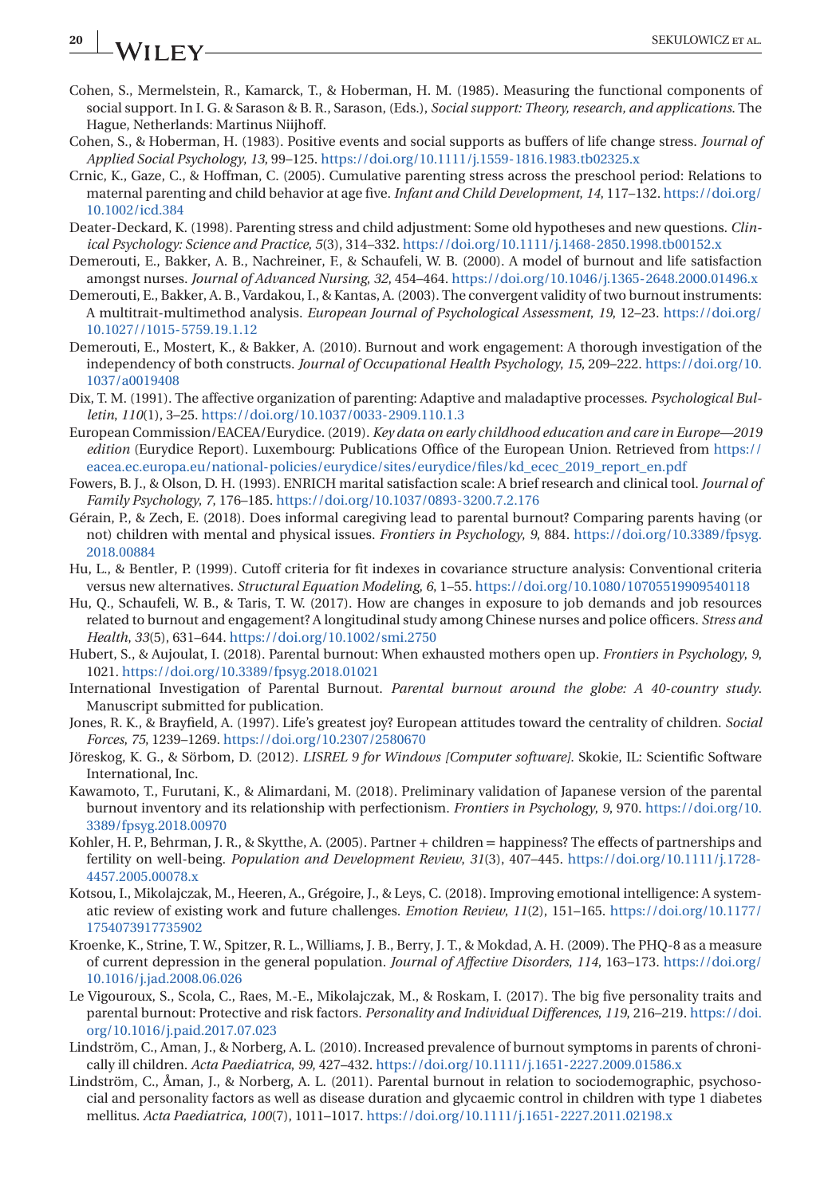Cohen, S., Mermelstein, R., Kamarck, T., & Hoberman, H. M. (1985). Measuring the functional components of social support. In I. G. & Sarason & B. R., Sarason, (Eds.), *Social support: Theory, research, and applications*. The Hague, Netherlands: Martinus Niijhoff.

Cohen, S., & Hoberman, H. (1983). Positive events and social supports as buffers of life change stress. *Journal of Applied Social Psychology*, *13*, 99–125. https://doi.org/10.1111/j.1559-1816.1983.tb02325.x

Crnic, K., Gaze, C., & Hoffman, C. (2005). Cumulative parenting stress across the preschool period: Relations to maternal parenting and child behavior at age five. *Infant and Child Development*, *14*, 117–132. https://doi.org/10.1002/icd.384

Deater-Deckard, K. (1998). Parenting stress and child adjustment: Some old hypotheses and new questions. *Clinical Psychology: Science and Practice*, *5*(3), 314–332. https://doi.org/10.1111/j.1468-2850.1998.tb00152.x

Demerouti, E., Bakker, A. B., Nachreiner, F., & Schaufeli, W. B. (2000). A model of burnout and life satisfaction amongst nurses. *Journal of Advanced Nursing*, *32*, 454–464. https://doi.org/10.1046/j.1365-2648.2000.01496.x

Demerouti, E., Bakker, A. B., Vardakou, I., & Kantas, A. (2003). The convergent validity of two burnout instruments: A multitrait-multimethod analysis. *European Journal of Psychological Assessment*, *19*, 12–23. https://doi.org/10.1027//1015-5759.19.1.12

Demerouti, E., Mostert, K., & Bakker, A. (2010). Burnout and work engagement: A thorough investigation of the independency of both constructs. *Journal of Occupational Health Psychology*, *15*, 209–222. https://doi.org/10.1037/a0019408

Dix, T. M. (1991). The affective organization of parenting: Adaptive and maladaptive processes. *Psychological Bulletin*, *110*(1), 3–25. https://doi.org/10.1037/0033-2909.110.1.3

European Commission/EACEA/Eurydice. (2019). *Key data on early childhood education and care in Europe—2019 edition* (Eurydice Report). Luxembourg: Publications Office of the European Union. Retrieved from https://eacea.ec.europa.eu/national-policies/eurydice/sites/eurydice/files/kd_ecec_2019_report_en.pdf

Fowers, B. J., & Olson, D. H. (1993). ENRICH marital satisfaction scale: A brief research and clinical tool. *Journal of Family Psychology*, *7*, 176–185. https://doi.org/10.1037/0893-3200.7.2.176

Gérain, P., & Zech, E. (2018). Does informal caregiving lead to parental burnout? Comparing parents having (or not) children with mental and physical issues. *Frontiers in Psychology*, *9*, 884. https://doi.org/10.3389/fpsyg.2018.00884

Hu, L., & Bentler, P. (1999). Cutoff criteria for fit indexes in covariance structure analysis: Conventional criteria versus new alternatives. *Structural Equation Modeling*, *6*, 1–55. https://doi.org/10.1080/10705519909540118

Hu, Q., Schaufeli, W. B., & Taris, T. W. (2017). How are changes in exposure to job demands and job resources related to burnout and engagement? A longitudinal study among Chinese nurses and police officers. *Stress and Health*, *33*(5), 631–644. https://doi.org/10.1002/smi.2750

Hubert, S., & Aujoulat, I. (2018). Parental burnout: When exhausted mothers open up. *Frontiers in Psychology*, *9*, 1021. https://doi.org/10.3389/fpsyg.2018.01021

International Investigation of Parental Burnout. *Parental burnout around the globe: A 40-country study*. Manuscript submitted for publication.

Jones, R. K., & Brayfield, A. (1997). Life's greatest joy? European attitudes toward the centrality of children. *Social Forces*, *75*, 1239–1269. https://doi.org/10.2307/2580670

Jöreskog, K. G., & Sörbom, D. (2012). *LISREL 9 for Windows [Computer software]*. Skokie, IL: Scientific Software International, Inc.

Kawamoto, T., Furutani, K., & Alimardani, M. (2018). Preliminary validation of Japanese version of the parental burnout inventory and its relationship with perfectionism. *Frontiers in Psychology*, *9*, 970. https://doi.org/10.3389/fpsyg.2018.00970

Kohler, H. P., Behrman, J. R., & Skytthe, A. (2005). Partner + children = happiness? The effects of partnerships and fertility on well-being. *Population and Development Review*, *31*(3), 407–445. https://doi.org/10.1111/j.1728-4457.2005.00078.x

Kotsou, I., Mikolajczak, M., Heeren, A., Grégoire, J., & Leys, C. (2018). Improving emotional intelligence: A systematic review of existing work and future challenges. *Emotion Review*, *11*(2), 151–165. https://doi.org/10.1177/1754073917735902

Kroenke, K., Strine, T. W., Spitzer, R. L., Williams, J. B., Berry, J. T., & Mokdad, A. H. (2009). The PHQ-8 as a measure of current depression in the general population. *Journal of Affective Disorders*, *114*, 163–173. https://doi.org/10.1016/j.jad.2008.06.026

Le Vigouroux, S., Scola, C., Raes, M.-E., Mikolajczak, M., & Roskam, I. (2017). The big five personality traits and parental burnout: Protective and risk factors. *Personality and Individual Differences*, *119*, 216–219. https://doi.org/10.1016/j.paid.2017.07.023

Lindström, C., Aman, J., & Norberg, A. L. (2010). Increased prevalence of burnout symptoms in parents of chronically ill children. *Acta Paediatrica*, *99*, 427–432. https://doi.org/10.1111/j.1651-2227.2009.01586.x

Lindström, C., Åman, J., & Norberg, A. L. (2011). Parental burnout in relation to sociodemographic, psychosocial and personality factors as well as disease duration and glycaemic control in children with type 1 diabetes mellitus. *Acta Paediatrica*, *100*(7), 1011–1017. https://doi.org/10.1111/j.1651-2227.2011.02198.x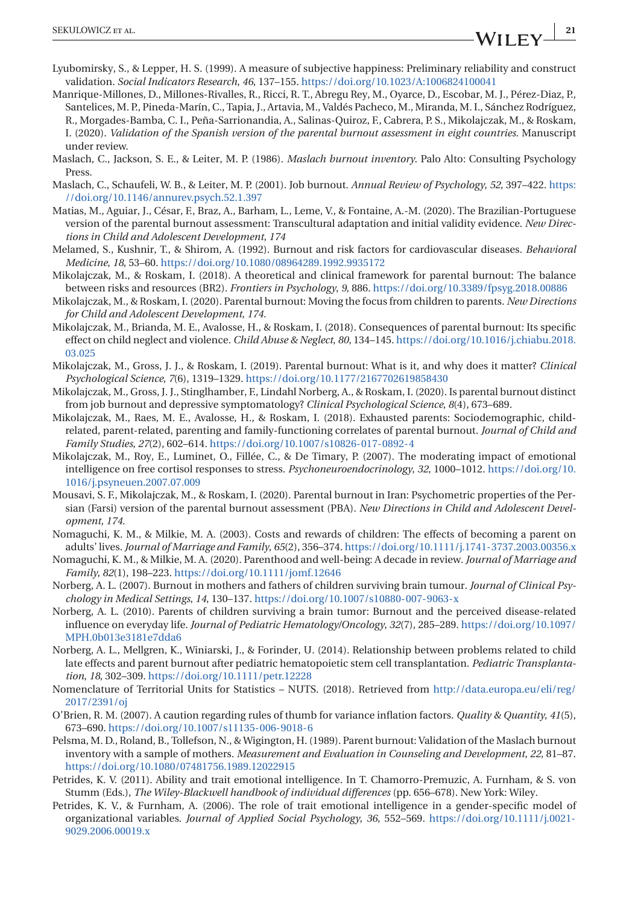Lyubomirsky, S., & Lepper, H. S. (1999). A measure of subjective happiness: Preliminary reliability and construct validation. *Social Indicators Research*, *46*, 137–155. https://doi.org/10.1023/A:1006824100041

Manrique-Millones, D., Millones-Rivalles, R., Ricci, R. T., Abregu Rey, M., Oyarce, D., Escobar, M. J., Pérez-Diaz, P., Santelices, M. P., Pineda-Marín, C., Tapia, J., Artavia, M., Valdés Pacheco, M., Miranda, M. I., Sánchez Rodríguez, R., Morgades-Bamba, C. I., Peña-Sarrionandia, A., Salinas-Quiroz, F., Cabrera, P. S., Mikolajczak, M., & Roskam, I. (2020). *Validation of the Spanish version of the parental burnout assessment in eight countries*. Manuscript under review.

Maslach, C., Jackson, S. E., & Leiter, M. P. (1986). *Maslach burnout inventory*. Palo Alto: Consulting Psychology Press.

Maslach, C., Schaufeli, W. B., & Leiter, M. P. (2001). Job burnout. *Annual Review of Psychology*, *52*, 397–422. https://doi.org/10.1146/annurev.psych.52.1.397

Matias, M., Aguiar, J., César, F., Braz, A., Barham, L., Leme, V., & Fontaine, A.-M. (2020). The Brazilian-Portuguese version of the parental burnout assessment: Transcultural adaptation and initial validity evidence. *New Directions in Child and Adolescent Development*, *174*

Melamed, S., Kushnir, T., & Shirom, A. (1992). Burnout and risk factors for cardiovascular diseases. *Behavioral Medicine*, *18*, 53–60. https://doi.org/10.1080/08964289.1992.9935172

Mikolajczak, M., & Roskam, I. (2018). A theoretical and clinical framework for parental burnout: The balance between risks and resources (BR2). *Frontiers in Psychology*, *9*, 886. https://doi.org/10.3389/fpsyg.2018.00886

Mikolajczak, M., & Roskam, I. (2020). Parental burnout: Moving the focus from children to parents. *New Directions for Child and Adolescent Development*, *174*.

Mikolajczak, M., Brianda, M. E., Avalosse, H., & Roskam, I. (2018). Consequences of parental burnout: Its specific effect on child neglect and violence. *Child Abuse & Neglect*, *80*, 134–145. https://doi.org/10.1016/j.chiabu.2018.03.025

Mikolajczak, M., Gross, J. J., & Roskam, I. (2019). Parental burnout: What is it, and why does it matter? *Clinical Psychological Science*, *7*(6), 1319–1329. https://doi.org/10.1177/2167702619858430

Mikolajczak, M., Gross, J. J., Stinglhamber, F., Lindahl Norberg, A., & Roskam, I. (2020). Is parental burnout distinct from job burnout and depressive symptomatology? *Clinical Psychological Science*, *8*(4), 673–689.

Mikolajczak, M., Raes, M. E., Avalosse, H., & Roskam, I. (2018). Exhausted parents: Sociodemographic, child-related, parent-related, parenting and family-functioning correlates of parental burnout. *Journal of Child and Family Studies*, *27*(2), 602–614. https://doi.org/10.1007/s10826-017-0892-4

Mikolajczak, M., Roy, E., Luminet, O., Fillée, C., & De Timary, P. (2007). The moderating impact of emotional intelligence on free cortisol responses to stress. *Psychoneuroendocrinology*, *32*, 1000–1012. https://doi.org/10.1016/j.psyneuen.2007.07.009

Mousavi, S. F., Mikolajczak, M., & Roskam, I. (2020). Parental burnout in Iran: Psychometric properties of the Persian (Farsi) version of the parental burnout assessment (PBA). *New Directions in Child and Adolescent Development*, *174*.

Nomaguchi, K. M., & Milkie, M. A. (2003). Costs and rewards of children: The effects of becoming a parent on adults' lives. *Journal of Marriage and Family*, *65*(2), 356–374. https://doi.org/10.1111/j.1741-3737.2003.00356.x

Nomaguchi, K. M., & Milkie, M. A. (2020). Parenthood and well-being: A decade in review. *Journal of Marriage and Family*, *82*(1), 198–223. https://doi.org/10.1111/jomf.12646

Norberg, A. L. (2007). Burnout in mothers and fathers of children surviving brain tumour. *Journal of Clinical Psychology in Medical Settings*, *14*, 130–137. https://doi.org/10.1007/s10880-007-9063-x

Norberg, A. L. (2010). Parents of children surviving a brain tumor: Burnout and the perceived disease-related influence on everyday life. *Journal of Pediatric Hematology/Oncology*, *32*(7), 285–289. https://doi.org/10.1097/MPH.0b013e3181e7dda6

Norberg, A. L., Mellgren, K., Winiarski, J., & Forinder, U. (2014). Relationship between problems related to child late effects and parent burnout after pediatric hematopoietic stem cell transplantation. *Pediatric Transplantation*, *18*, 302–309. https://doi.org/10.1111/petr.12228

Nomenclature of Territorial Units for Statistics – NUTS. (2018). Retrieved from http://data.europa.eu/eli/reg/2017/2391/oj

O'Brien, R. M. (2007). A caution regarding rules of thumb for variance inflation factors. *Quality & Quantity*, *41*(5), 673–690. https://doi.org/10.1007/s11135-006-9018-6

Pelsma, M. D., Roland, B., Tollefson, N., & Wigington, H. (1989). Parent burnout: Validation of the Maslach burnout inventory with a sample of mothers. *Measurement and Evaluation in Counseling and Development*, *22*, 81–87. https://doi.org/10.1080/07481756.1989.12022915

Petrides, K. V. (2011). Ability and trait emotional intelligence. In T. Chamorro-Premuzic, A. Furnham, & S. von Stumm (Eds.), *The Wiley-Blackwell handbook of individual differences* (pp. 656–678). New York: Wiley.

Petrides, K. V., & Furnham, A. (2006). The role of trait emotional intelligence in a gender-specific model of organizational variables. *Journal of Applied Social Psychology*, *36*, 552–569. https://doi.org/10.1111/j.0021-9029.2006.00019.x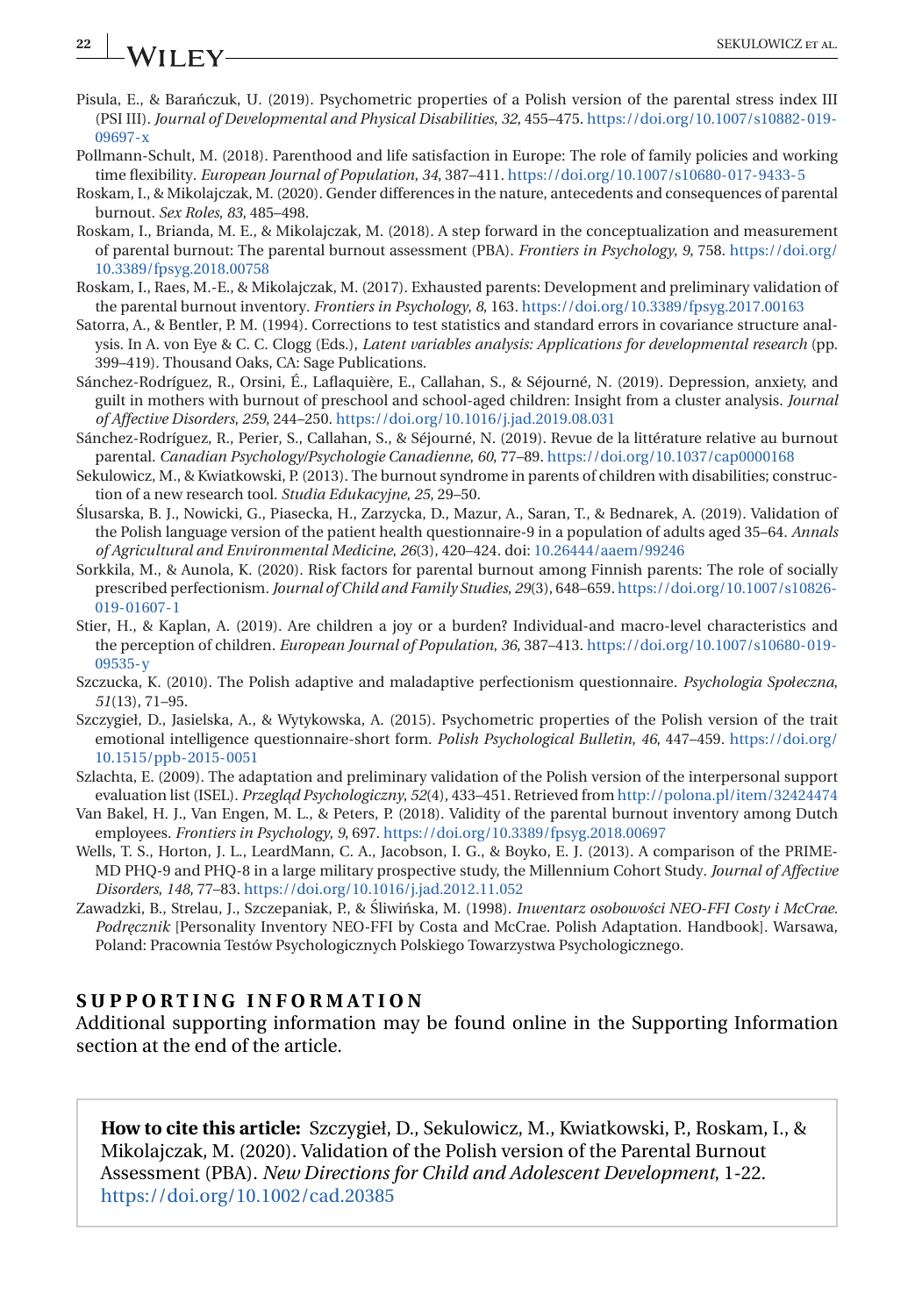Pisula, E., & Barańczuk, U. (2019). Psychometric properties of a Polish version of the parental stress index III (PSI III). *Journal of Developmental and Physical Disabilities*, *32*, 455–475. https://doi.org/10.1007/s10882-019-09697-x

Pollmann-Schult, M. (2018). Parenthood and life satisfaction in Europe: The role of family policies and working time flexibility. *European Journal of Population*, *34*, 387–411. https://doi.org/10.1007/s10680-017-9433-5

Roskam, I., & Mikolajczak, M. (2020). Gender differences in the nature, antecedents and consequences of parental burnout. *Sex Roles*, *83*, 485–498.

Roskam, I., Brianda, M. E., & Mikolajczak, M. (2018). A step forward in the conceptualization and measurement of parental burnout: The parental burnout assessment (PBA). *Frontiers in Psychology*, *9*, 758. https://doi.org/10.3389/fpsyg.2018.00758

Roskam, I., Raes, M.-E., & Mikolajczak, M. (2017). Exhausted parents: Development and preliminary validation of the parental burnout inventory. *Frontiers in Psychology*, *8*, 163. https://doi.org/10.3389/fpsyg.2017.00163

Satorra, A., & Bentler, P. M. (1994). Corrections to test statistics and standard errors in covariance structure analysis. In A. von Eye & C. C. Clogg (Eds.), *Latent variables analysis: Applications for developmental research* (pp. 399–419). Thousand Oaks, CA: Sage Publications.

Sánchez-Rodríguez, R., Orsini, É., Laflaquière, E., Callahan, S., & Séjourné, N. (2019). Depression, anxiety, and guilt in mothers with burnout of preschool and school-aged children: Insight from a cluster analysis. *Journal of Affective Disorders*, *259*, 244–250. https://doi.org/10.1016/j.jad.2019.08.031

Sánchez-Rodríguez, R., Perier, S., Callahan, S., & Séjourné, N. (2019). Revue de la littérature relative au burnout parental. *Canadian Psychology/Psychologie Canadienne*, *60*, 77–89. https://doi.org/10.1037/cap0000168

Sekulowicz, M., & Kwiatkowski, P. (2013). The burnout syndrome in parents of children with disabilities; construction of a new research tool. *Studia Edukacyjne*, *25*, 29–50.

Ślusarska, B. J., Nowicki, G., Piasecka, H., Zarzycka, D., Mazur, A., Saran, T., & Bednarek, A. (2019). Validation of the Polish language version of the patient health questionnaire-9 in a population of adults aged 35–64. *Annals of Agricultural and Environmental Medicine*, *26*(3), 420–424. doi: 10.26444/aaem/99246

Sorkkila, M., & Aunola, K. (2020). Risk factors for parental burnout among Finnish parents: The role of socially prescribed perfectionism. *Journal of Child and Family Studies*, *29*(3), 648–659. https://doi.org/10.1007/s10826-019-01607-1

Stier, H., & Kaplan, A. (2019). Are children a joy or a burden? Individual-and macro-level characteristics and the perception of children. *European Journal of Population*, *36*, 387–413. https://doi.org/10.1007/s10680-019-09535-y

Szczucka, K. (2010). The Polish adaptive and maladaptive perfectionism questionnaire. *Psychologia Społeczna*, *51*(13), 71–95.

Szczygieł, D., Jasielska, A., & Wytykowska, A. (2015). Psychometric properties of the Polish version of the trait emotional intelligence questionnaire-short form. *Polish Psychological Bulletin*, *46*, 447–459. https://doi.org/10.1515/ppb-2015-0051

Szlachta, E. (2009). The adaptation and preliminary validation of the Polish version of the interpersonal support evaluation list (ISEL). *Przegląd Psychologiczny*, *52*(4), 433–451. Retrieved from http://polona.pl/item/32424474

Van Bakel, H. J., Van Engen, M. L., & Peters, P. (2018). Validity of the parental burnout inventory among Dutch employees. *Frontiers in Psychology*, *9*, 697. https://doi.org/10.3389/fpsyg.2018.00697

Wells, T. S., Horton, J. L., LeardMann, C. A., Jacobson, I. G., & Boyko, E. J. (2013). A comparison of the PRIME-MD PHQ-9 and PHQ-8 in a large military prospective study, the Millennium Cohort Study. *Journal of Affective Disorders*, *148*, 77–83. https://doi.org/10.1016/j.jad.2012.11.052

Zawadzki, B., Strelau, J., Szczepaniak, P., & Śliwińska, M. (1998). *Inwentarz osobowości NEO-FFI Costy i McCrae. Podręcznik* [Personality Inventory NEO-FFI by Costa and McCrae. Polish Adaptation. Handbook]. Warsawa, Poland: Pracownia Testów Psychologicznych Polskiego Towarzystwa Psychologicznego.

## SUPPORTING INFORMATION

Additional supporting information may be found online in the Supporting Information section at the end of the article.

**How to cite this article:** Szczygieł, D., Sekulowicz, M., Kwiatkowski, P., Roskam, I., & Mikolajczak, M. (2020). Validation of the Polish version of the Parental Burnout Assessment (PBA). *New Directions for Child and Adolescent Development*, 1-22. https://doi.org/10.1002/cad.20385